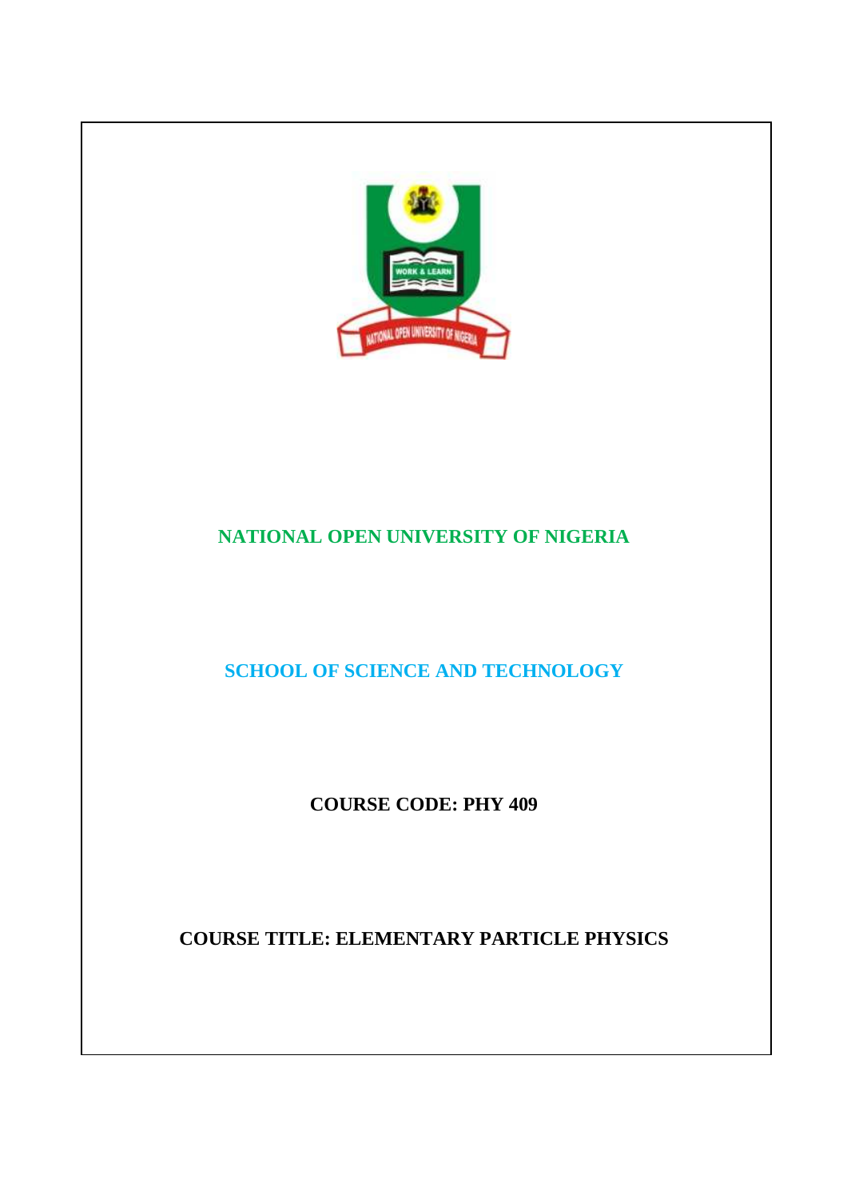# NATIONAL OPEN UNIVERSITY OF NIGERIA

## SCHOOL OF SCIENCE AND TECHNOLOGY

**COURSE CODE: PHY 409**

**COURSE TITLE: ELEMENTARY PARTICLE PHYSICS**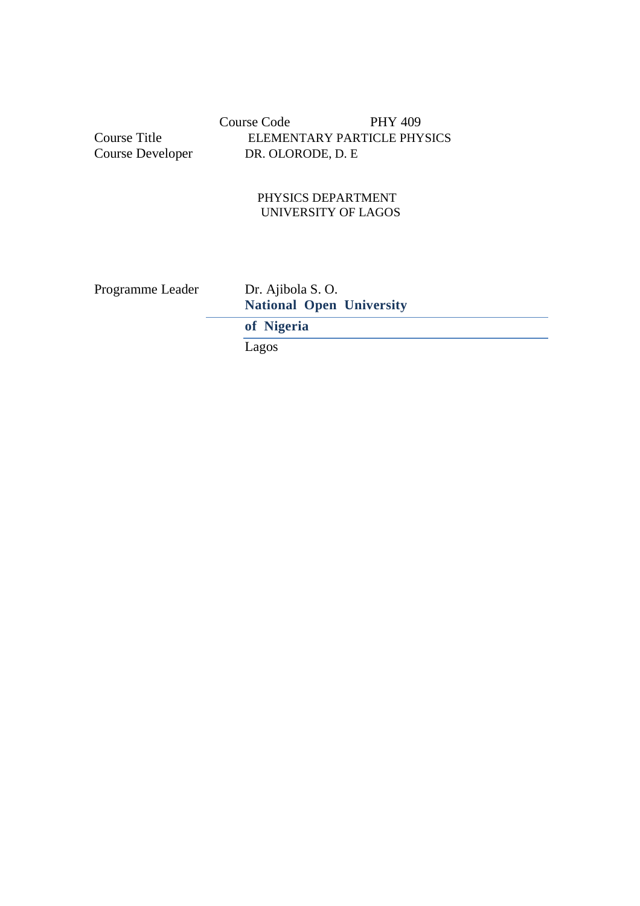| | |
|---|---|
| Course Code | PHY 409 |
| Course Title | ELEMENTARY PARTICLE PHYSICS |
| Course Developer | DR. OLORODE, D. E |

PHYSICS DEPARTMENT
UNIVERSITY OF LAGOS

| | |
|---|---|
| Programme Leader | Dr. Ajibola S. O. |
| | **National Open University of Nigeria** |
| | Lagos |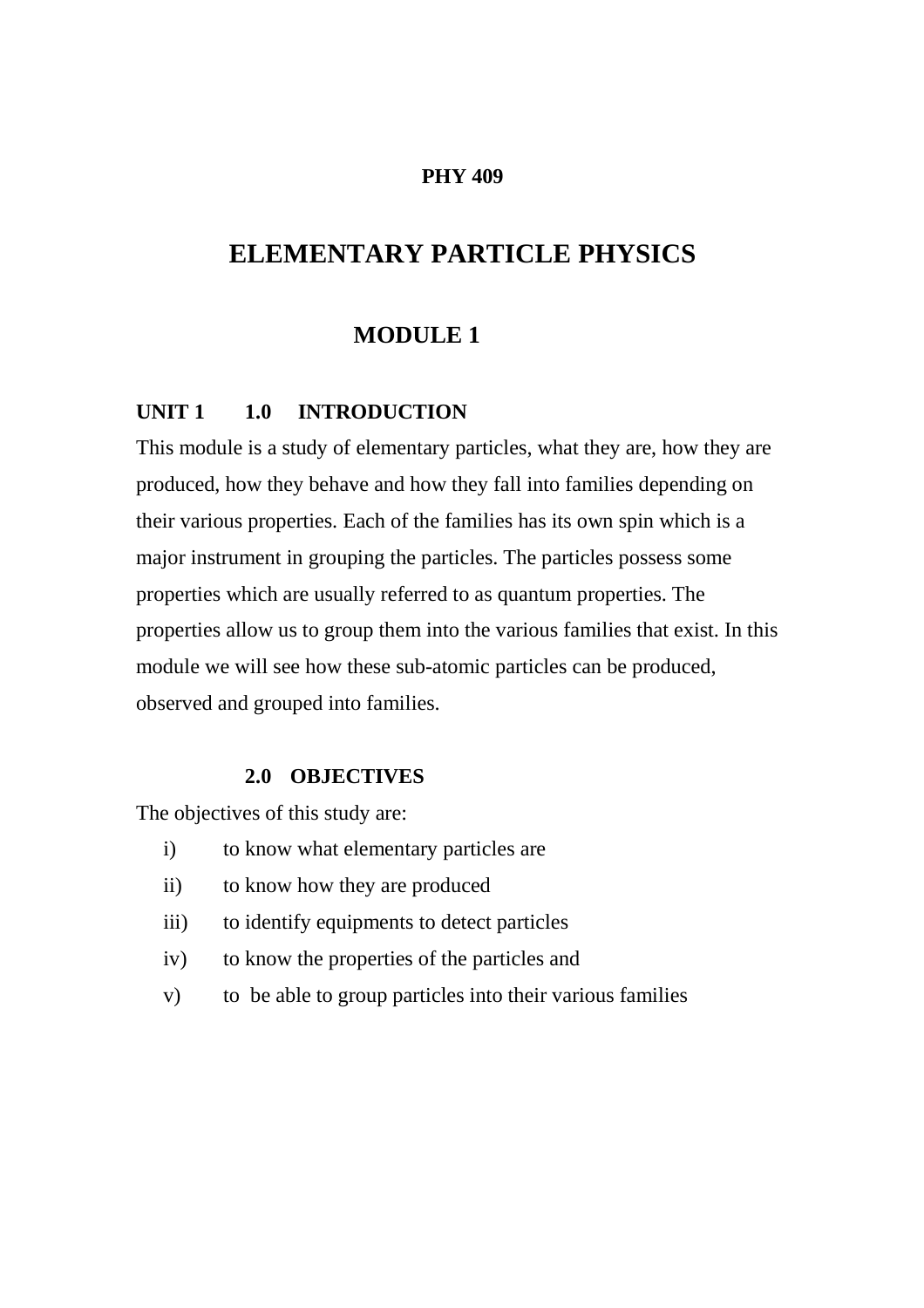**PHY 409**

# ELEMENTARY PARTICLE PHYSICS

## MODULE 1

### UNIT 1 1.0 INTRODUCTION

This module is a study of elementary particles, what they are, how they are produced, how they behave and how they fall into families depending on their various properties. Each of the families has its own spin which is a major instrument in grouping the particles. The particles possess some properties which are usually referred to as quantum properties. The properties allow us to group them into the various families that exist. In this module we will see how these sub-atomic particles can be produced, observed and grouped into families.

### 2.0 OBJECTIVES

The objectives of this study are:

i) to know what elementary particles are

ii) to know how they are produced

iii) to identify equipments to detect particles

iv) to know the properties of the particles and

v) to be able to group particles into their various families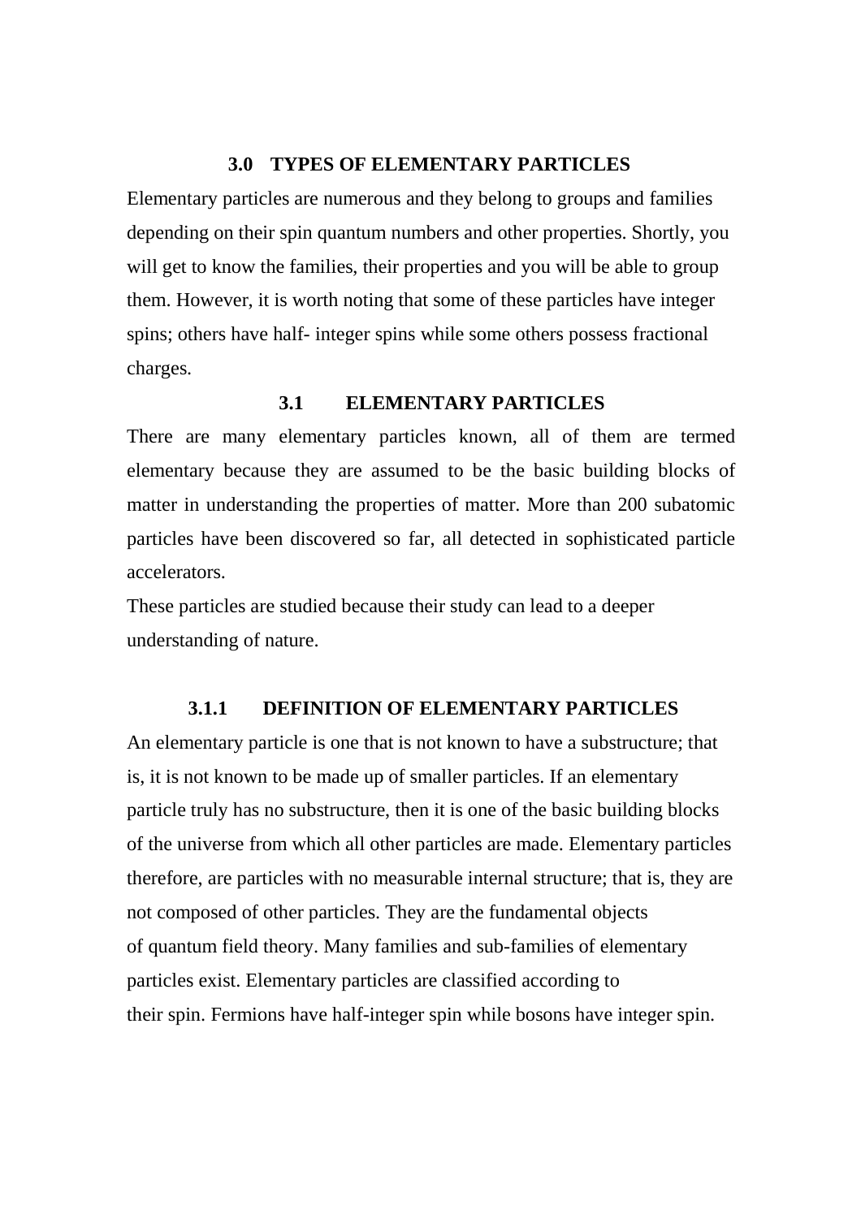## 3.0 TYPES OF ELEMENTARY PARTICLES

Elementary particles are numerous and they belong to groups and families depending on their spin quantum numbers and other properties. Shortly, you will get to know the families, their properties and you will be able to group them. However, it is worth noting that some of these particles have integer spins; others have half- integer spins while some others possess fractional charges.

### 3.1 ELEMENTARY PARTICLES

There are many elementary particles known, all of them are termed elementary because they are assumed to be the basic building blocks of matter in understanding the properties of matter. More than 200 subatomic particles have been discovered so far, all detected in sophisticated particle accelerators.

These particles are studied because their study can lead to a deeper understanding of nature.

#### 3.1.1 DEFINITION OF ELEMENTARY PARTICLES

An elementary particle is one that is not known to have a substructure; that is, it is not known to be made up of smaller particles. If an elementary particle truly has no substructure, then it is one of the basic building blocks of the universe from which all other particles are made. Elementary particles therefore, are particles with no measurable internal structure; that is, they are not composed of other particles. They are the fundamental objects of quantum field theory. Many families and sub-families of elementary particles exist. Elementary particles are classified according to their spin. Fermions have half-integer spin while bosons have integer spin.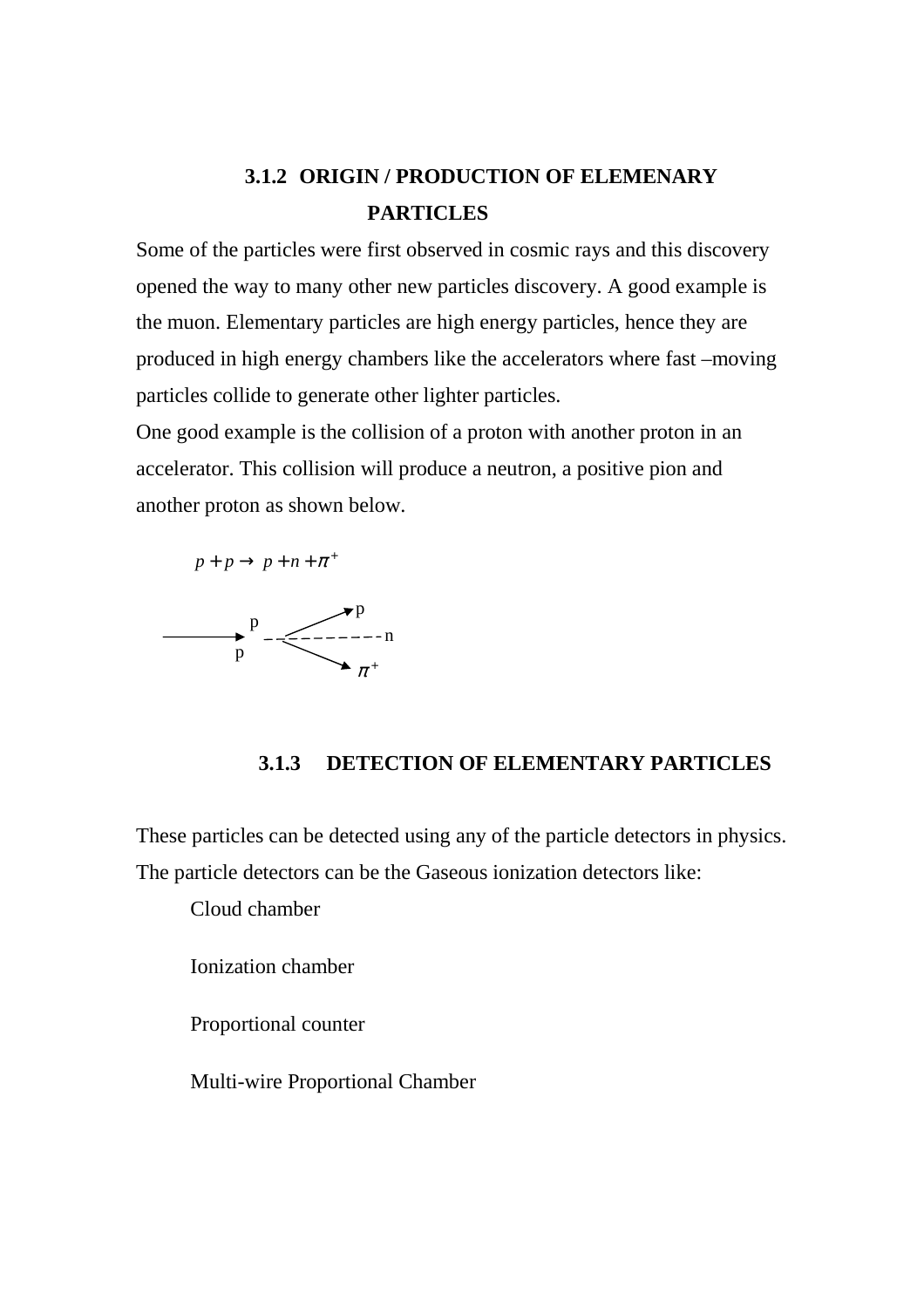### 3.1.2 ORIGIN / PRODUCTION OF ELEMENARY PARTICLES

Some of the particles were first observed in cosmic rays and this discovery opened the way to many other new particles discovery. A good example is the muon. Elementary particles are high energy particles, hence they are produced in high energy chambers like the accelerators where fast –moving particles collide to generate other lighter particles.

One good example is the collision of a proton with another proton in an accelerator. This collision will produce a neutron, a positive pion and another proton as shown below.

$$p + p \rightarrow p + n + \pi^+$$

### 3.1.3 DETECTION OF ELEMENTARY PARTICLES

These particles can be detected using any of the particle detectors in physics. The particle detectors can be the Gaseous ionization detectors like:

- Cloud chamber
- Ionization chamber
- Proportional counter
- Multi-wire Proportional Chamber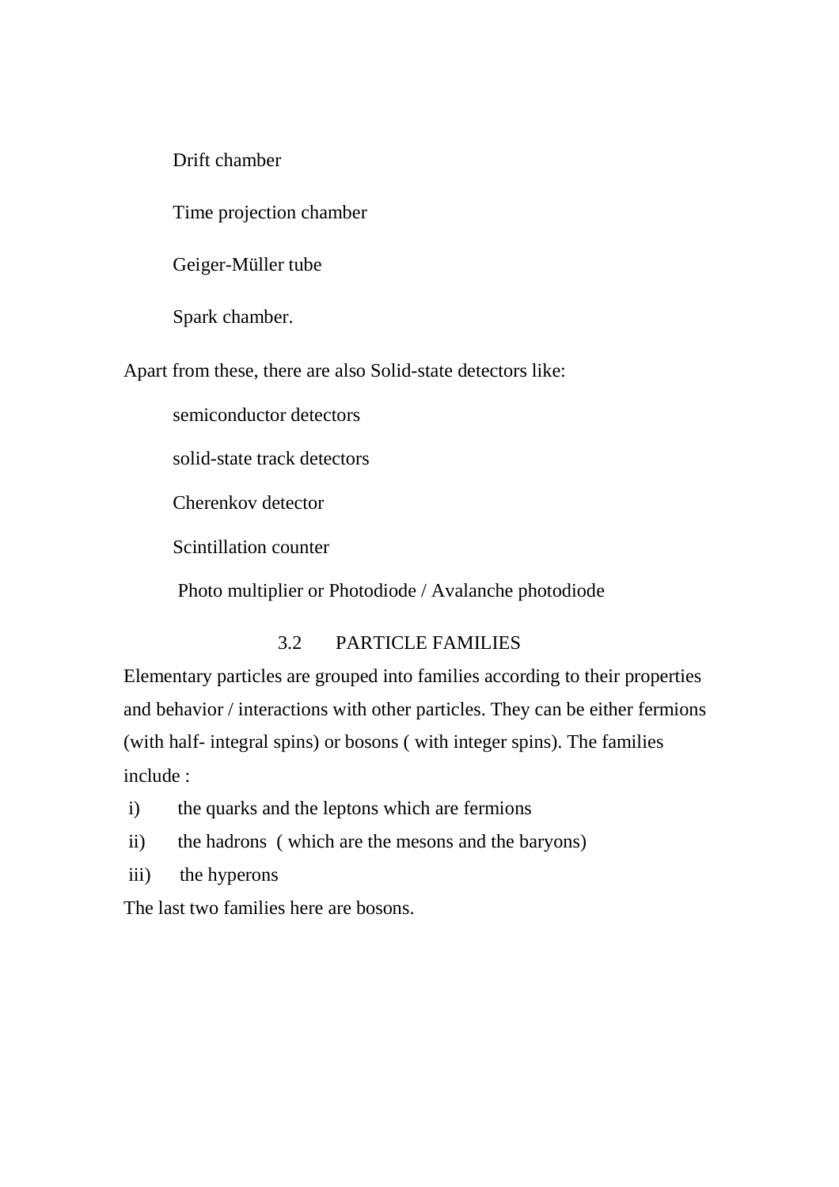- Drift chamber
- Time projection chamber
- Geiger-Müller tube
- Spark chamber.

Apart from these, there are also Solid-state detectors like:

- semiconductor detectors
- solid-state track detectors
- Cherenkov detector
- Scintillation counter
- Photo multiplier or Photodiode / Avalanche photodiode

## 3.2 PARTICLE FAMILIES

Elementary particles are grouped into families according to their properties and behavior / interactions with other particles. They can be either fermions (with half- integral spins) or bosons ( with integer spins). The families include :

i) the quarks and the leptons which are fermions

ii) the hadrons ( which are the mesons and the baryons)

iii) the hyperons

The last two families here are bosons.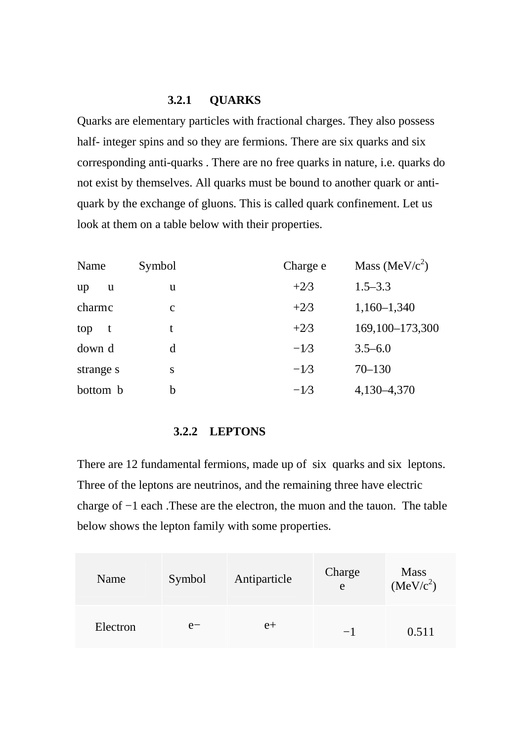### 3.2.1 QUARKS

Quarks are elementary particles with fractional charges. They also possess half- integer spins and so they are fermions. There are six quarks and six corresponding anti-quarks . There are no free quarks in nature, i.e. quarks do not exist by themselves. All quarks must be bound to another quark or anti-quark by the exchange of gluons. This is called quark confinement. Let us look at them on a table below with their properties.

| Name | Symbol | Charge e | Mass (MeV/$c^2$) |
|---|---|---|---|
| up u | u | +2⁄3 | 1.5–3.3 |
| charm c | c | +2⁄3 | 1,160–1,340 |
| top t | t | +2⁄3 | 169,100–173,300 |
| down d | d | −1⁄3 | 3.5–6.0 |
| strange s | s | −1⁄3 | 70–130 |
| bottom b | b | −1⁄3 | 4,130–4,370 |

### 3.2.2 LEPTONS

There are 12 fundamental fermions, made up of six quarks and six leptons. Three of the leptons are neutrinos, and the remaining three have electric charge of −1 each .These are the electron, the muon and the tauon. The table below shows the lepton family with some properties.

| Name | Symbol | Antiparticle | Charge e | Mass (MeV/$c^2$) |
|---|---|---|---|---|
| Electron | e− | e+ | −1 | 0.511 |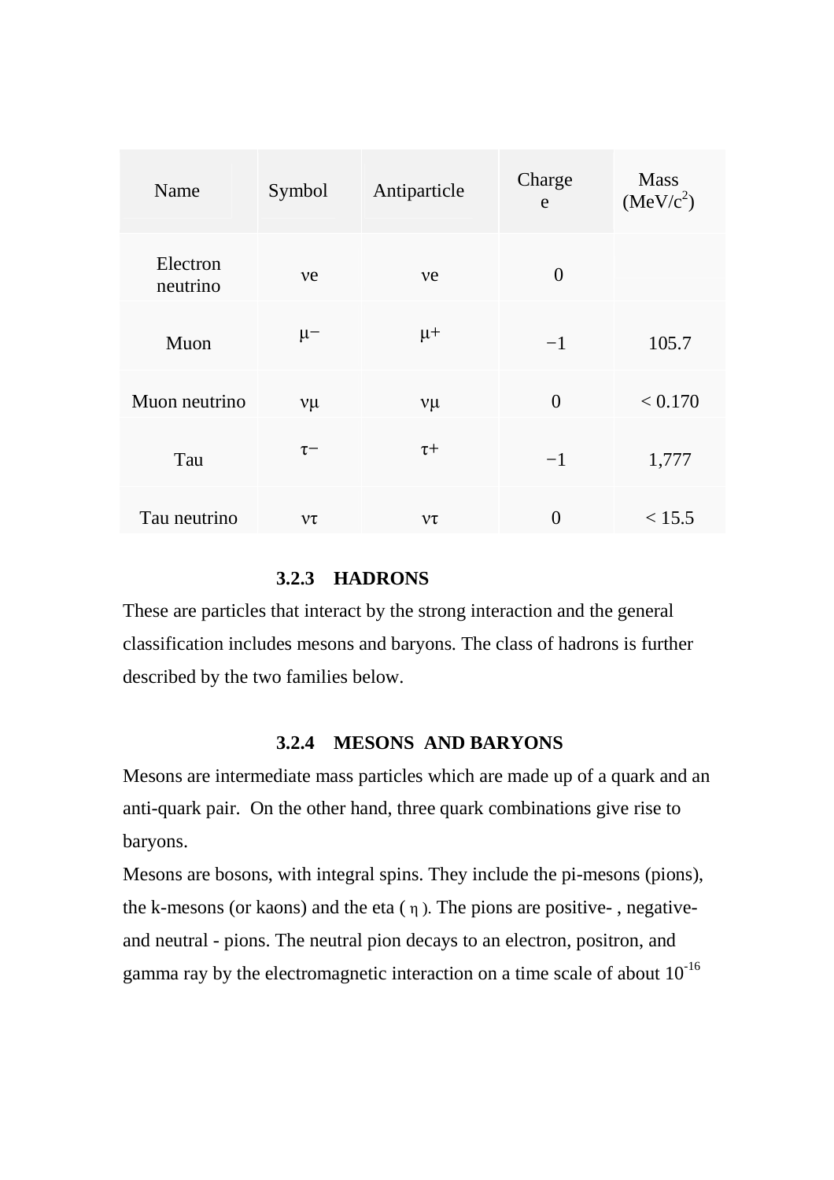| Name | Symbol | Antiparticle | Charge e | Mass (MeV/$c^2$) |
|---|---|---|---|---|
| Electron neutrino | νe | νe | 0 | |
| Muon | μ− | μ+ | −1 | 105.7 |
| Muon neutrino | νμ | νμ | 0 | < 0.170 |
| Tau | τ− | τ+ | −1 | 1,777 |
| Tau neutrino | ντ | ντ | 0 | < 15.5 |

### 3.2.3 HADRONS

These are particles that interact by the strong interaction and the general classification includes mesons and baryons. The class of hadrons is further described by the two families below.

### 3.2.4 MESONS AND BARYONS

Mesons are intermediate mass particles which are made up of a quark and an anti-quark pair. On the other hand, three quark combinations give rise to baryons.

Mesons are bosons, with integral spins. They include the pi-mesons (pions), the k-mesons (or kaons) and the eta ( η ). The pions are positive- , negative- and neutral - pions. The neutral pion decays to an electron, positron, and gamma ray by the electromagnetic interaction on a time scale of about $10^{-16}$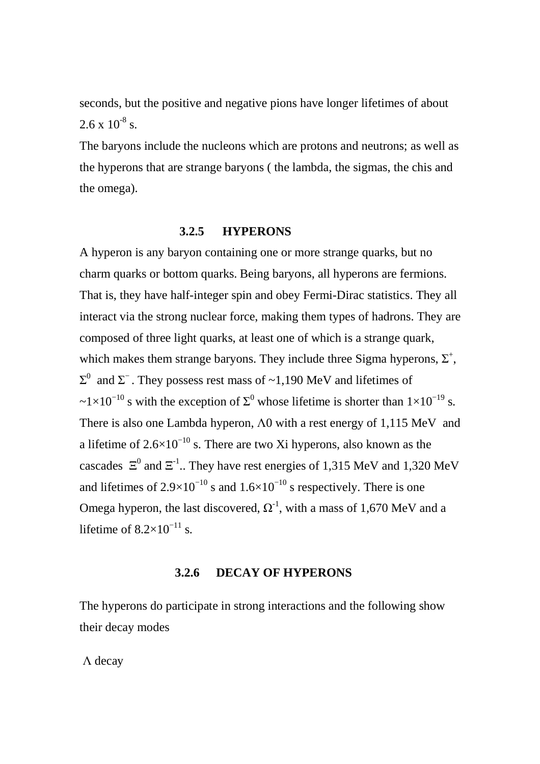seconds, but the positive and negative pions have longer lifetimes of about $2.6 \times 10^{-8}$ s.

The baryons include the nucleons which are protons and neutrons; as well as the hyperons that are strange baryons ( the lambda, the sigmas, the chis and the omega).

### 3.2.5 HYPERONS

A hyperon is any baryon containing one or more strange quarks, but no charm quarks or bottom quarks. Being baryons, all hyperons are fermions. That is, they have half-integer spin and obey Fermi-Dirac statistics. They all interact via the strong nuclear force, making them types of hadrons. They are composed of three light quarks, at least one of which is a strange quark, which makes them strange baryons. They include three Sigma hyperons, $\Sigma^+$, $\Sigma^0$ and $\Sigma^-$. They possess rest mass of ~1,190 MeV and lifetimes of $\sim 1\times10^{-10}$ s with the exception of $\Sigma^0$ whose lifetime is shorter than $1\times10^{-19}$ s. There is also one Lambda hyperon, $\Lambda 0$ with a rest energy of 1,115 MeV and a lifetime of $2.6\times10^{-10}$ s. There are two Xi hyperons, also known as the cascades $\Xi^0$ and $\Xi^{-1}$.. They have rest energies of 1,315 MeV and 1,320 MeV and lifetimes of $2.9\times10^{-10}$ s and $1.6\times10^{-10}$ s respectively. There is one Omega hyperon, the last discovered, $\Omega^{-1}$, with a mass of 1,670 MeV and a lifetime of $8.2\times10^{-11}$ s.

### 3.2.6 DECAY OF HYPERONS

The hyperons do participate in strong interactions and the following show their decay modes

$\Lambda$ decay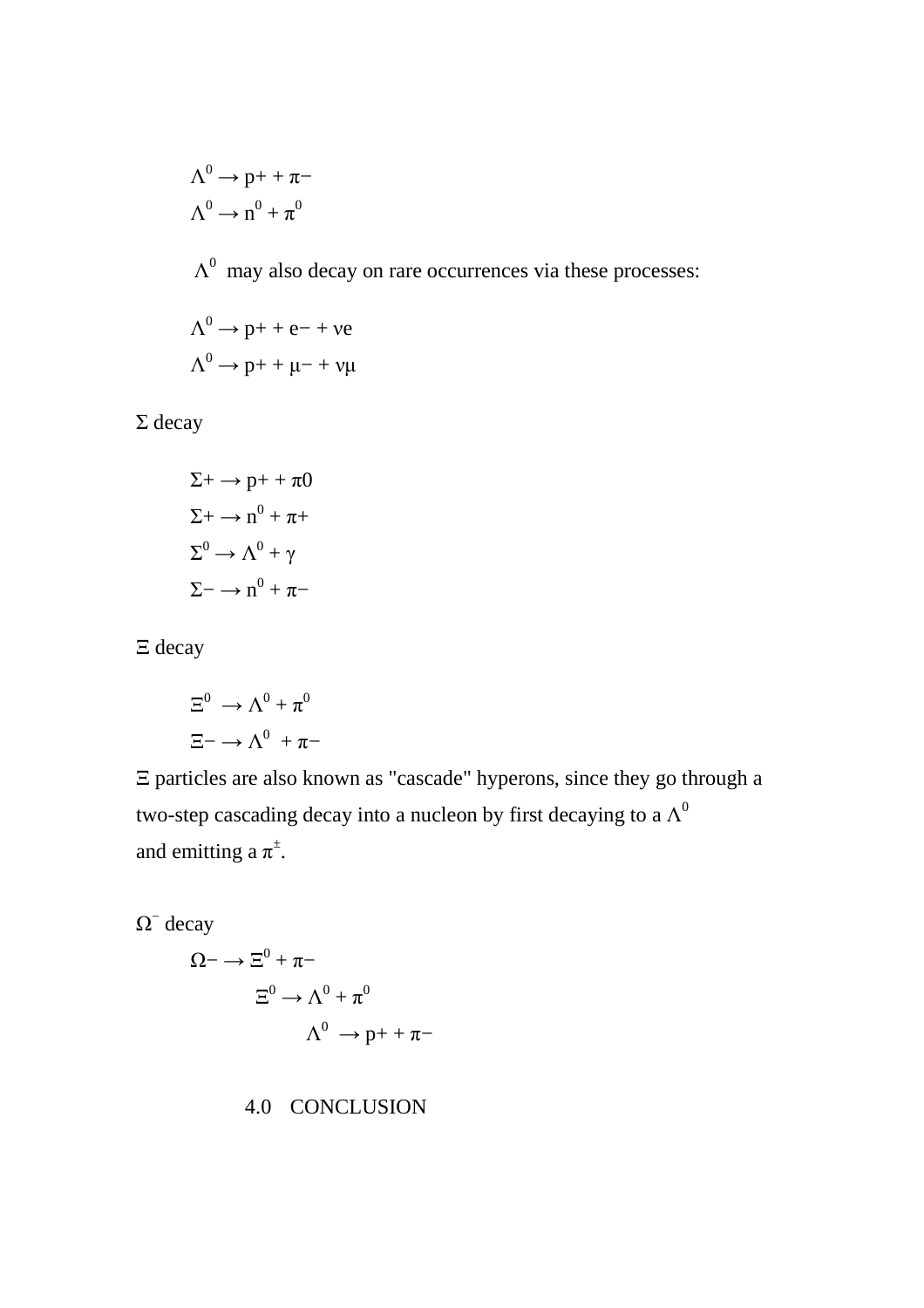$\Lambda^0 \rightarrow p^+ + \pi^-$

$\Lambda^0 \rightarrow n^0 + \pi^0$

$\Lambda^0$ may also decay on rare occurrences via these processes:

$\Lambda^0 \rightarrow p^+ + e^- + \nu_e$

$\Lambda^0 \rightarrow p^+ + \mu^- + \nu_\mu$

Σ decay

$\Sigma^+ \rightarrow p^+ + \pi^0$

$\Sigma^+ \rightarrow n^0 + \pi^+$

$\Sigma^0 \rightarrow \Lambda^0 + \gamma$

$\Sigma^- \rightarrow n^0 + \pi^-$

Ξ decay

$\Xi^0 \rightarrow \Lambda^0 + \pi^0$

$\Xi^- \rightarrow \Lambda^0 + \pi^-$

Ξ particles are also known as "cascade" hyperons, since they go through a two-step cascading decay into a nucleon by first decaying to a $\Lambda^0$ and emitting a $\pi^\pm$.

$\Omega^-$ decay

$\Omega^- \rightarrow \Xi^0 + \pi^-$

$\Xi^0 \rightarrow \Lambda^0 + \pi^0$

$\Lambda^0 \rightarrow p^+ + \pi^-$

## 4.0 CONCLUSION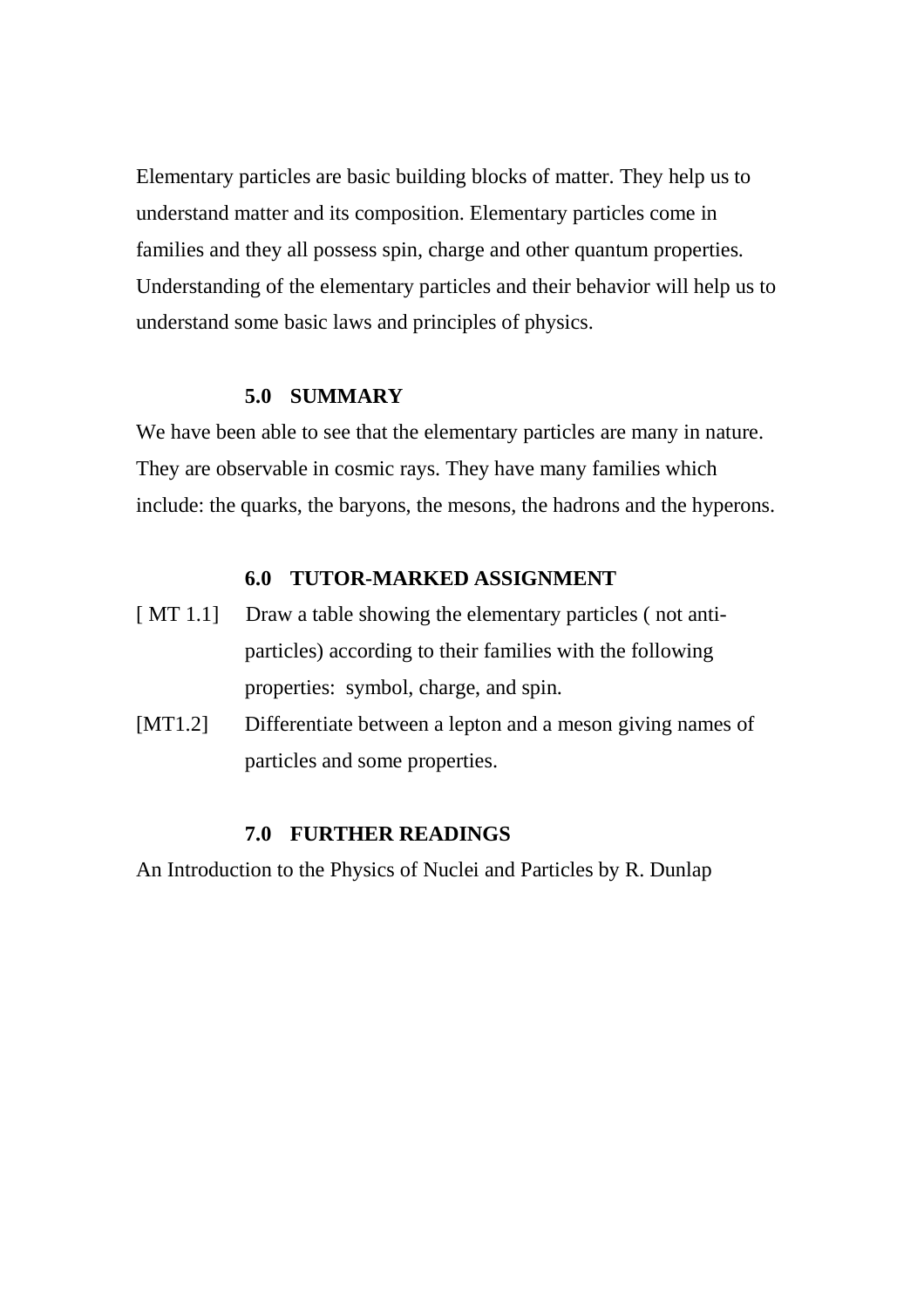Elementary particles are basic building blocks of matter. They help us to understand matter and its composition. Elementary particles come in families and they all possess spin, charge and other quantum properties. Understanding of the elementary particles and their behavior will help us to understand some basic laws and principles of physics.

## 5.0 SUMMARY

We have been able to see that the elementary particles are many in nature. They are observable in cosmic rays. They have many families which include: the quarks, the baryons, the mesons, the hadrons and the hyperons.

## 6.0 TUTOR-MARKED ASSIGNMENT

[ MT 1.1] Draw a table showing the elementary particles ( not anti-particles) according to their families with the following properties: symbol, charge, and spin.

[MT1.2] Differentiate between a lepton and a meson giving names of particles and some properties.

## 7.0 FURTHER READINGS

An Introduction to the Physics of Nuclei and Particles by R. Dunlap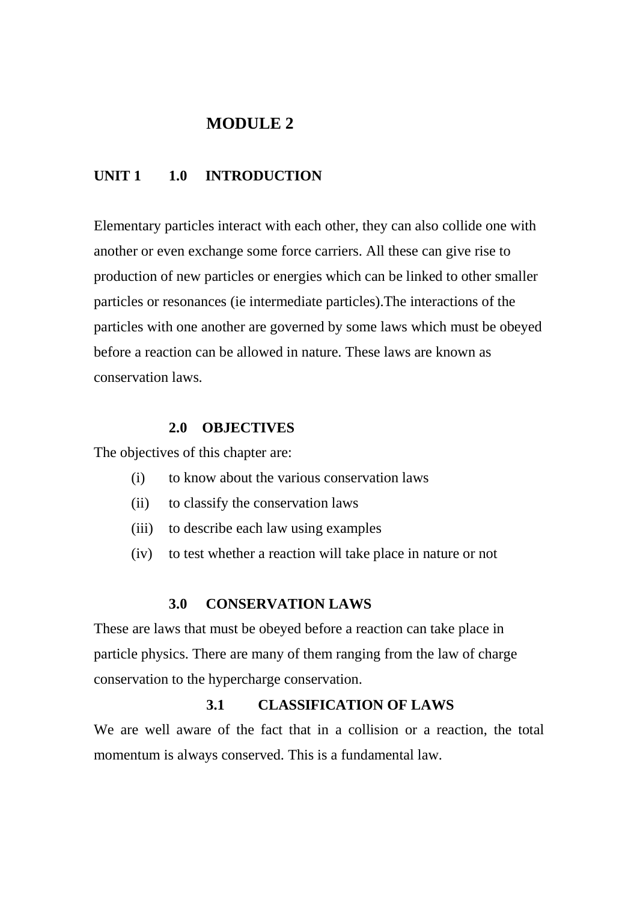# MODULE 2

## UNIT 1 1.0 INTRODUCTION

Elementary particles interact with each other, they can also collide one with another or even exchange some force carriers. All these can give rise to production of new particles or energies which can be linked to other smaller particles or resonances (ie intermediate particles).The interactions of the particles with one another are governed by some laws which must be obeyed before a reaction can be allowed in nature. These laws are known as conservation laws.

### 2.0 OBJECTIVES

The objectives of this chapter are:

(i) to know about the various conservation laws
(ii) to classify the conservation laws
(iii) to describe each law using examples
(iv) to test whether a reaction will take place in nature or not

### 3.0 CONSERVATION LAWS

These are laws that must be obeyed before a reaction can take place in particle physics. There are many of them ranging from the law of charge conservation to the hypercharge conservation.

#### 3.1 CLASSIFICATION OF LAWS

We are well aware of the fact that in a collision or a reaction, the total momentum is always conserved. This is a fundamental law.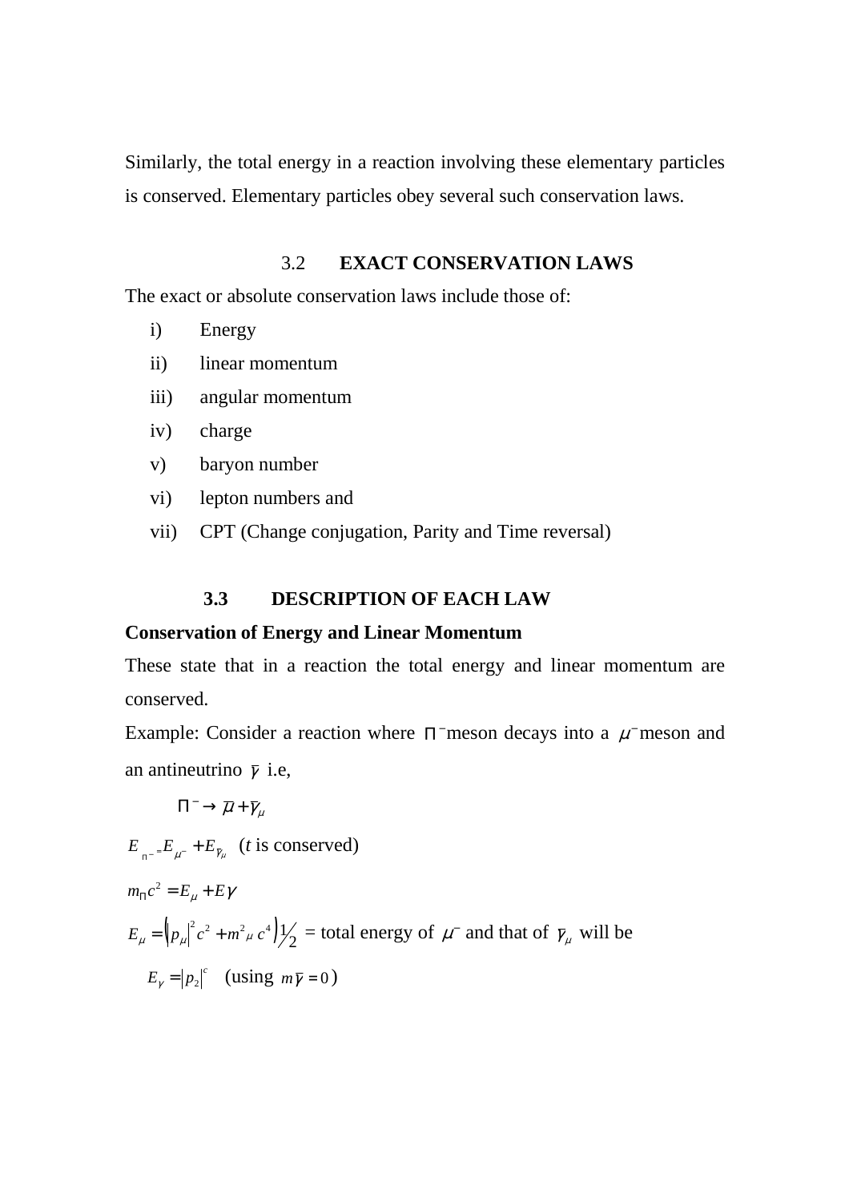Similarly, the total energy in a reaction involving these elementary particles is conserved. Elementary particles obey several such conservation laws.

## 3.2 EXACT CONSERVATION LAWS

The exact or absolute conservation laws include those of:

i) Energy
ii) linear momentum
iii) angular momentum
iv) charge
v) baryon number
vi) lepton numbers and
vii) CPT (Change conjugation, Parity and Time reversal)

## 3.3 DESCRIPTION OF EACH LAW

**Conservation of Energy and Linear Momentum**

These state that in a reaction the total energy and linear momentum are conserved.

Example: Consider a reaction where $\Pi^-$meson decays into a $\mu^-$meson and an antineutrino $\bar{\gamma}$ i.e,

$$\Pi^- \rightarrow \bar{\mu} + \bar{\gamma}_\mu$$

$E_{\Pi^-} = E_{\mu^-} + E_{\bar{\gamma}_\mu}$ ($t$ is conserved)

$m_\Pi c^2 = E_\mu + E\gamma$

$E_\mu = \left(|p_\mu|^2 c^2 + m^2{}_\mu c^4\right)^{1/2}$ = total energy of $\mu^-$ and that of $\bar{\gamma}_\mu$ will be

$E_\gamma = |p_2|^c$ (using $m\bar{\gamma} = 0$)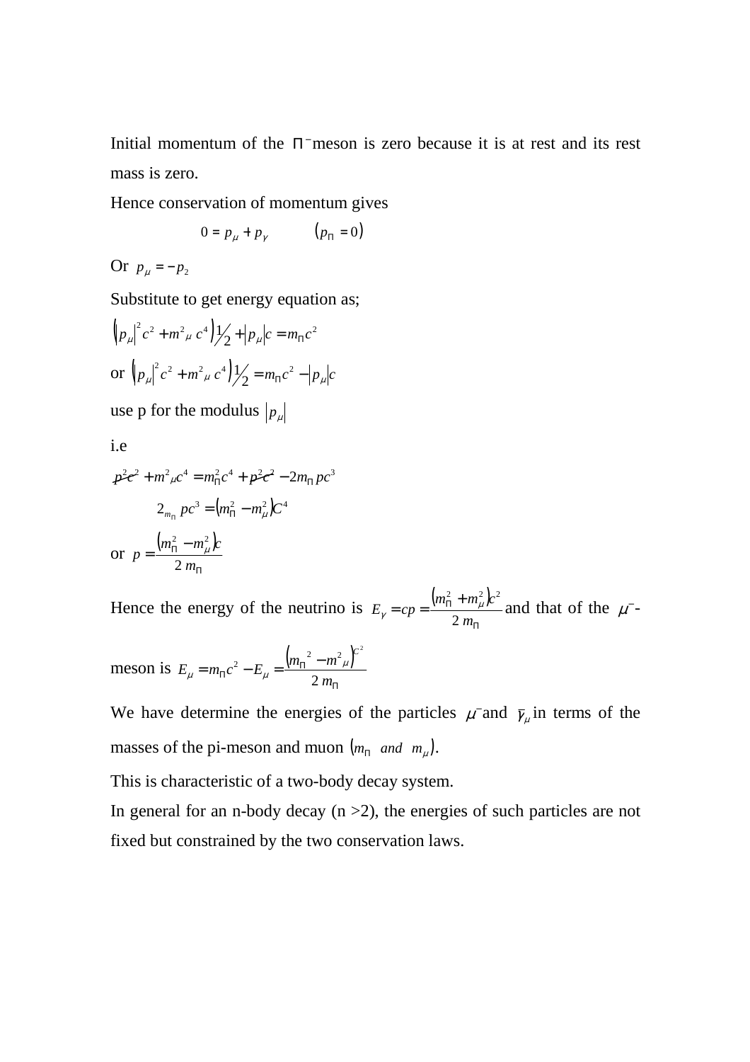Initial momentum of the $\Pi^-$meson is zero because it is at rest and its rest mass is zero.

Hence conservation of momentum gives

$$0 = p_\mu + p_\gamma \qquad (p_\Pi = 0)$$

Or $p_\mu = -p_2$

Substitute to get energy equation as;

$$\left(|p_\mu|^2 c^2 + m^2{}_\mu c^4\right)^{1/2} + |p_\mu| c = m_\Pi c^2$$

or $\left(|p_\mu|^2 c^2 + m^2{}_\mu c^4\right)^{1/2} = m_\Pi c^2 - |p_\mu| c$

use p for the modulus $|p_\mu|$

i.e

$$\cancel{p^2c^2} + m^2{}_\mu c^4 = m_\Pi^2 c^4 + \cancel{p^2c^2} - 2m_\Pi pc^3$$

$$2_{m_\Pi} pc^3 = \left(m_\Pi^2 - m_\mu^2\right)C^4$$

or $p = \dfrac{\left(m_\Pi^2 - m_\mu^2\right)c}{2\, m_\Pi}$

Hence the energy of the neutrino is $E_\gamma = cp = \dfrac{\left(m_\Pi^2 + m_\mu^2\right)c^2}{2\, m_\Pi}$ and that of the $\mu^-$-meson is $E_\mu = m_\Pi c^2 - E_\mu = \dfrac{\left(m_\Pi{}^2 - m^2{}_\mu\right)^{c^2}}{2\, m_\Pi}$

We have determine the energies of the particles $\mu^-$and $\overline{\gamma}_\mu$ in terms of the masses of the pi-meson and muon $(m_\Pi \;\; and \;\; m_\mu)$.

This is characteristic of a two-body decay system.

In general for an n-body decay (n >2), the energies of such particles are not fixed but constrained by the two conservation laws.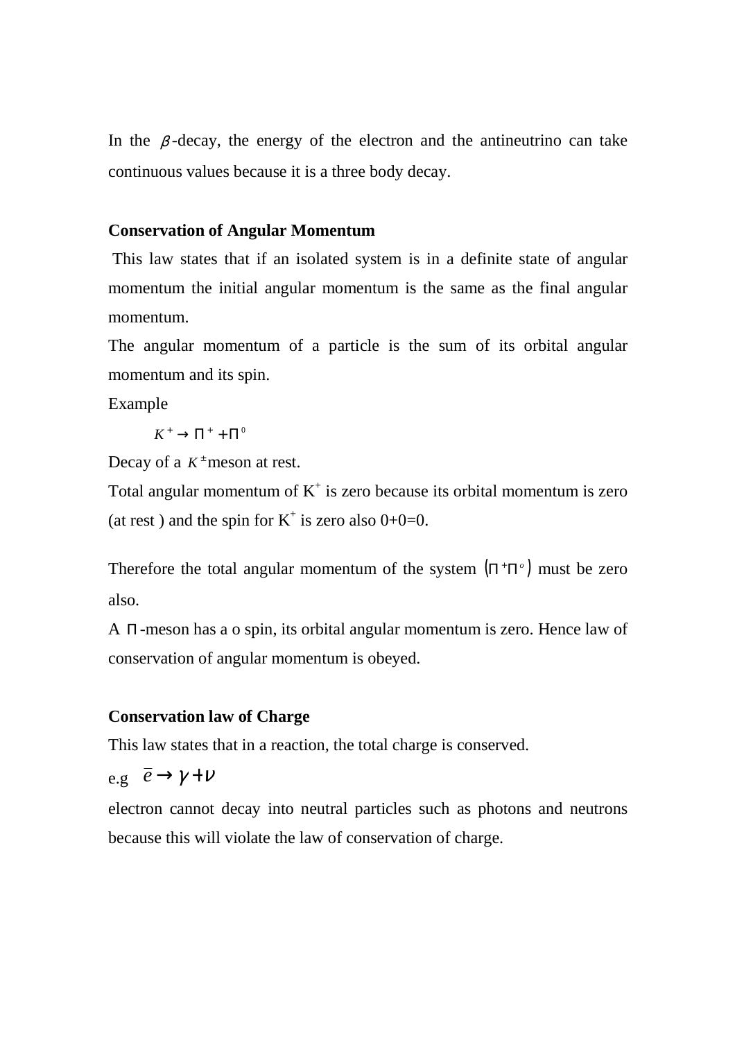In the $\beta$-decay, the energy of the electron and the antineutrino can take continuous values because it is a three body decay.

**Conservation of Angular Momentum**

This law states that if an isolated system is in a definite state of angular momentum the initial angular momentum is the same as the final angular momentum.

The angular momentum of a particle is the sum of its orbital angular momentum and its spin.

Example

$$K^+ \rightarrow \Pi^+ + \Pi^0$$

Decay of a $K^\pm$meson at rest.

Total angular momentum of $K^+$ is zero because its orbital momentum is zero (at rest ) and the spin for $K^+$ is zero also 0+0=0.

Therefore the total angular momentum of the system $(\Pi^+\Pi^o)$ must be zero also.

A $\Pi$-meson has a o spin, its orbital angular momentum is zero. Hence law of conservation of angular momentum is obeyed.

**Conservation law of Charge**

This law states that in a reaction, the total charge is conserved.

e.g $\bar{e} \rightarrow \gamma + \nu$

electron cannot decay into neutral particles such as photons and neutrons because this will violate the law of conservation of charge.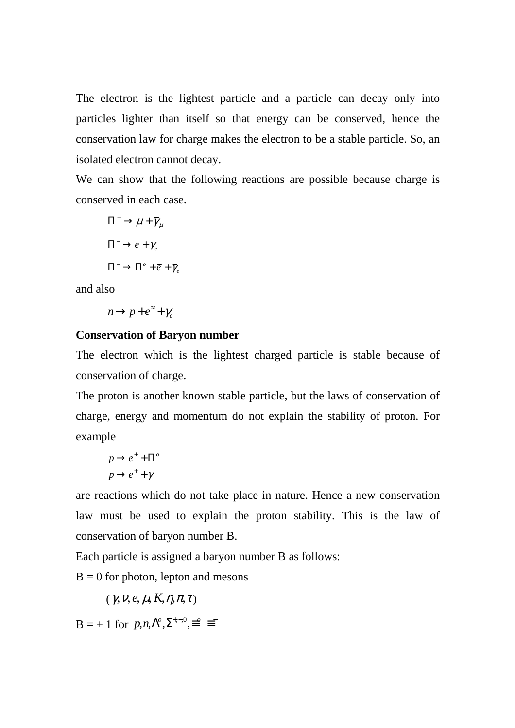The electron is the lightest particle and a particle can decay only into particles lighter than itself so that energy can be conserved, hence the conservation law for charge makes the electron to be a stable particle. So, an isolated electron cannot decay.

We can show that the following reactions are possible because charge is conserved in each case.

$$\Pi^- \rightarrow \bar{\mu} + \bar{\gamma}_\mu$$

$$\Pi^- \rightarrow \bar{e} + \bar{\gamma}_e$$

$$\Pi^- \rightarrow \Pi^o + \bar{e} + \bar{\gamma}_e$$

and also

$$n \rightarrow p + e^{\approx} + \bar{\gamma}_e$$

**Conservation of Baryon number**

The electron which is the lightest charged particle is stable because of conservation of charge.

The proton is another known stable particle, but the laws of conservation of charge, energy and momentum do not explain the stability of proton. For example

$$p \rightarrow e^+ + \Pi^o$$

$$p \rightarrow e^+ + \gamma$$

are reactions which do not take place in nature. Hence a new conservation law must be used to explain the proton stability. This is the law of conservation of baryon number B.

Each particle is assigned a baryon number B as follows:

B = 0 for photon, lepton and mesons

$$(\gamma, \nu, e, \mu, K, \eta, \pi, \tau)$$

B = + 1 for $p, n, \Lambda^o, \Sigma^{+,-,0}, \Xi^o\ \Xi^-$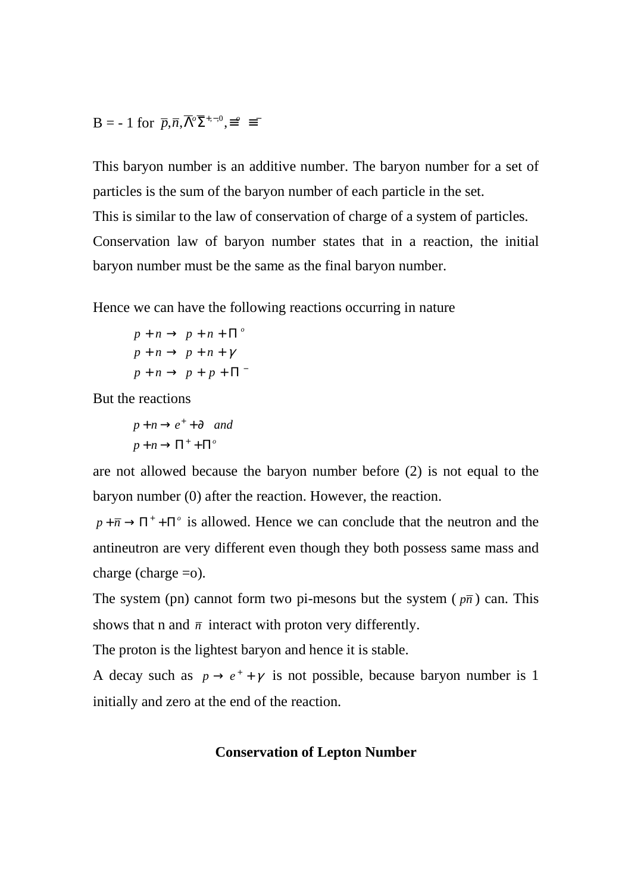B = - 1 for $\overline{p}, \overline{n}, \overline{\Lambda^o} \overline{\Sigma}^{+,-,0}, \overline{\Xi^o} \ \overline{\Xi^-}$

This baryon number is an additive number. The baryon number for a set of particles is the sum of the baryon number of each particle in the set.
This is similar to the law of conservation of charge of a system of particles.
Conservation law of baryon number states that in a reaction, the initial baryon number must be the same as the final baryon number.

Hence we can have the following reactions occurring in nature

$$p + n \rightarrow p + n + \Pi^o$$
$$p + n \rightarrow p + n + \gamma$$
$$p + n \rightarrow p + p + \Pi^-$$

But the reactions

$$p + n \rightarrow e^+ + \partial \quad and$$
$$p + n \rightarrow \Pi^+ + \Pi^o$$

are not allowed because the baryon number before (2) is not equal to the baryon number (0) after the reaction. However, the reaction.

$p + \overline{n} \rightarrow \Pi^+ + \Pi^o$ is allowed. Hence we can conclude that the neutron and the antineutron are very different even though they both possess same mass and charge (charge =o).

The system (pn) cannot form two pi-mesons but the system ($p\overline{n}$) can. This shows that n and $\overline{n}$ interact with proton very differently.

The proton is the lightest baryon and hence it is stable.

A decay such as $p \rightarrow e^+ + \gamma$ is not possible, because baryon number is 1 initially and zero at the end of the reaction.

**Conservation of Lepton Number**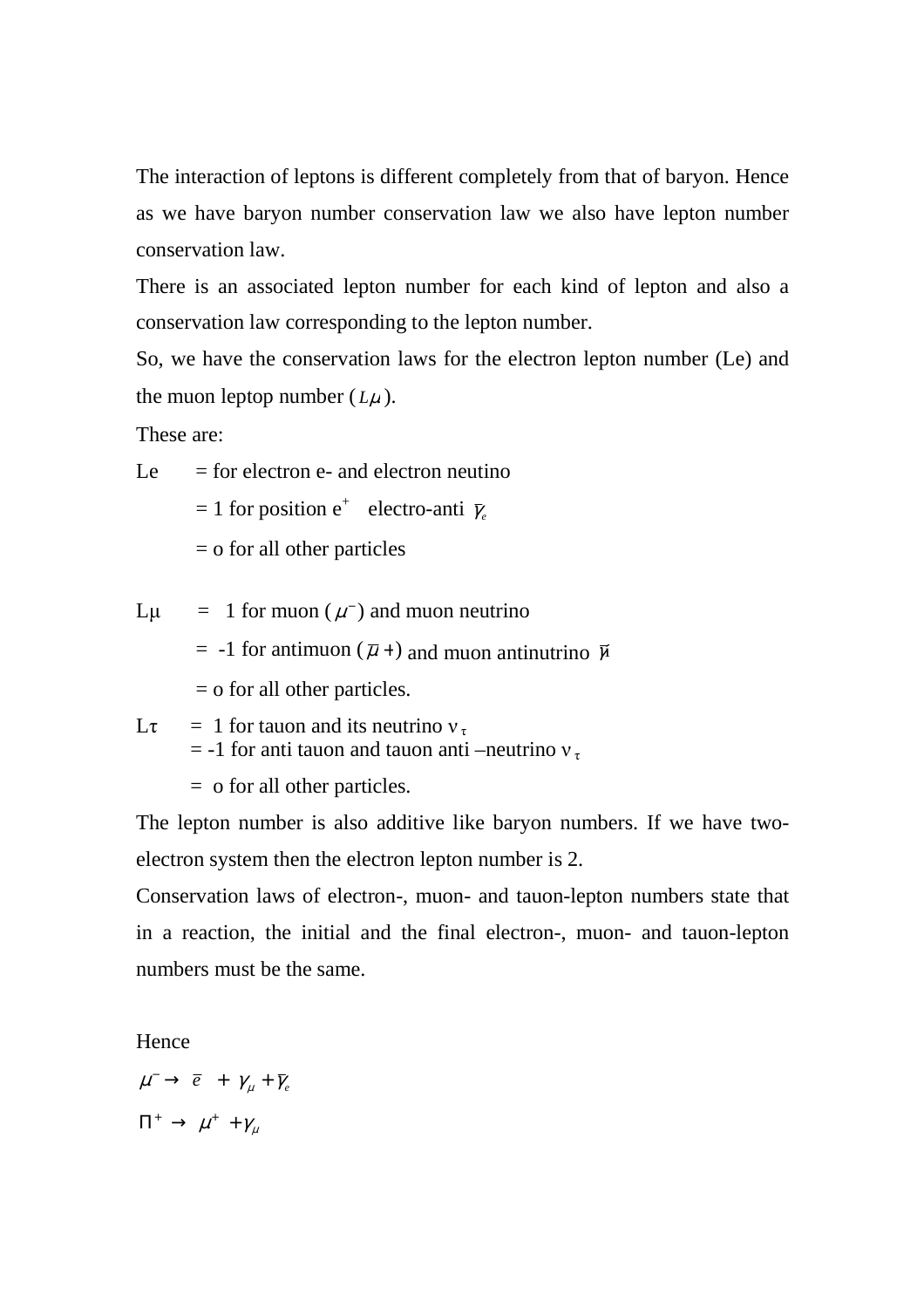The interaction of leptons is different completely from that of baryon. Hence as we have baryon number conservation law we also have lepton number conservation law.

There is an associated lepton number for each kind of lepton and also a conservation law corresponding to the lepton number.

So, we have the conservation laws for the electron lepton number (Le) and the muon leptop number ($L\mu$).

These are:

Le = for electron e- and electron neutino

= 1 for position $e^+$ electro-anti $\bar{\gamma}_e$

= o for all other particles

Lμ = 1 for muon ($\mu^-$) and muon neutrino

= -1 for antimuon ($\bar{\mu}+$) and muon antinutrino $\bar{\mu}$

= o for all other particles.

Lτ = 1 for tauon and its neutrino $\nu_\tau$

= -1 for anti tauon and tauon anti –neutrino $\nu_\tau$

= o for all other particles.

The lepton number is also additive like baryon numbers. If we have two-electron system then the electron lepton number is 2.

Conservation laws of electron-, muon- and tauon-lepton numbers state that in a reaction, the initial and the final electron-, muon- and tauon-lepton numbers must be the same.

Hence

$$\mu^- \rightarrow \bar{e} + \gamma_\mu + \bar{\gamma}_e$$

$$\Pi^+ \rightarrow \mu^+ + \gamma_\mu$$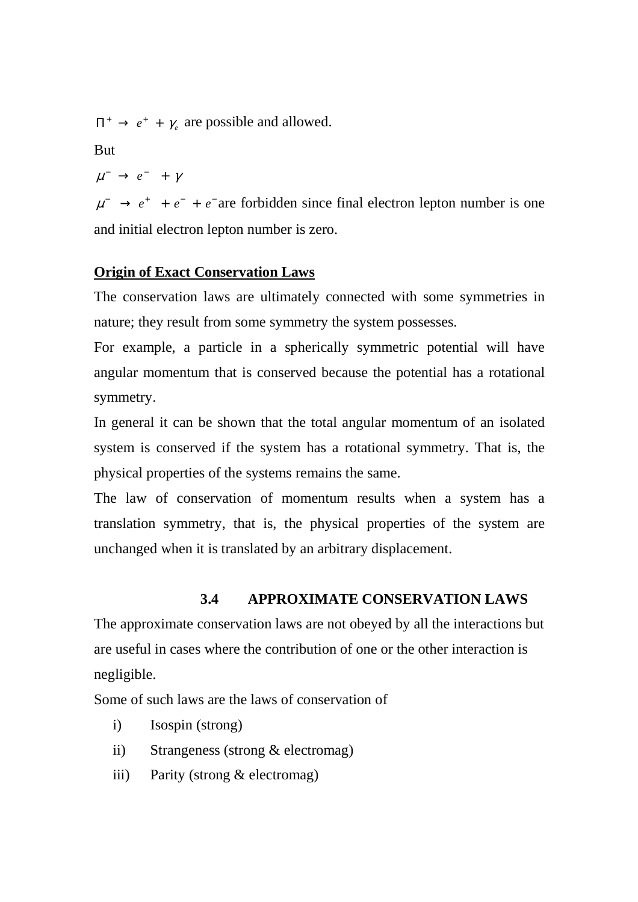$\Pi^+ \rightarrow e^+ + \gamma_e$ are possible and allowed.

But

$\mu^- \rightarrow e^- + \gamma$

$\mu^- \rightarrow e^+ + e^- + e^-$ are forbidden since final electron lepton number is one and initial electron lepton number is zero.

**Origin of Exact Conservation Laws**

The conservation laws are ultimately connected with some symmetries in nature; they result from some symmetry the system possesses.

For example, a particle in a spherically symmetric potential will have angular momentum that is conserved because the potential has a rotational symmetry.

In general it can be shown that the total angular momentum of an isolated system is conserved if the system has a rotational symmetry. That is, the physical properties of the systems remains the same.

The law of conservation of momentum results when a system has a translation symmetry, that is, the physical properties of the system are unchanged when it is translated by an arbitrary displacement.

## 3.4 APPROXIMATE CONSERVATION LAWS

The approximate conservation laws are not obeyed by all the interactions but are useful in cases where the contribution of one or the other interaction is negligible.

Some of such laws are the laws of conservation of

i) Isospin (strong)

ii) Strangeness (strong & electromag)

iii) Parity (strong & electromag)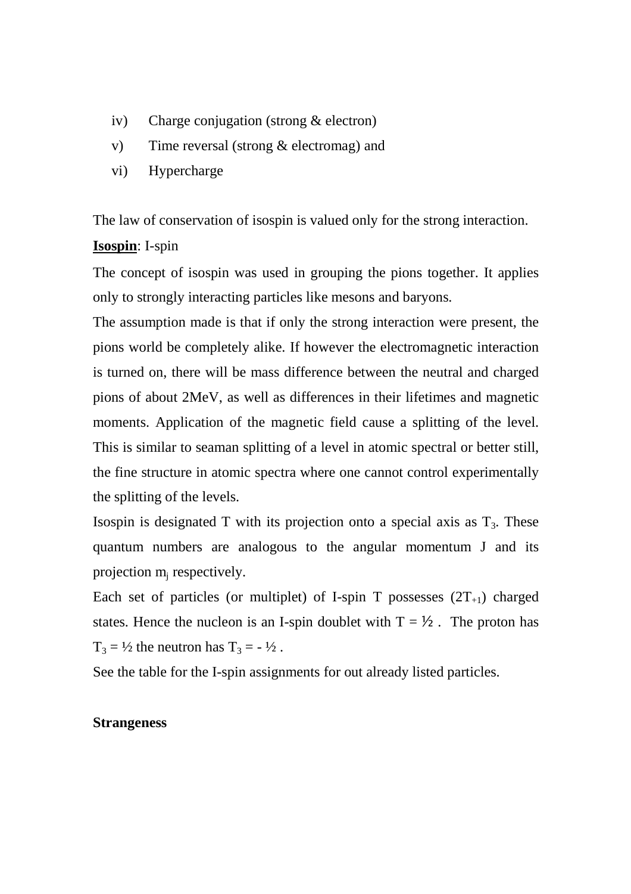iv) Charge conjugation (strong & electron)

v) Time reversal (strong & electromag) and

vi) Hypercharge

The law of conservation of isospin is valued only for the strong interaction.

**<u>Isospin</u>**: I-spin

The concept of isospin was used in grouping the pions together. It applies only to strongly interacting particles like mesons and baryons.

The assumption made is that if only the strong interaction were present, the pions world be completely alike. If however the electromagnetic interaction is turned on, there will be mass difference between the neutral and charged pions of about 2MeV, as well as differences in their lifetimes and magnetic moments. Application of the magnetic field cause a splitting of the level. This is similar to seaman splitting of a level in atomic spectral or better still, the fine structure in atomic spectra where one cannot control experimentally the splitting of the levels.

Isospin is designated T with its projection onto a special axis as $T_3$. These quantum numbers are analogous to the angular momentum J and its projection $m_j$ respectively.

Each set of particles (or multiplet) of I-spin T possesses ($2T_{+1}$) charged states. Hence the nucleon is an I-spin doublet with T = ½ . The proton has $T_3$ = ½ the neutron has $T_3$ = - ½ .

See the table for the I-spin assignments for out already listed particles.

**Strangeness**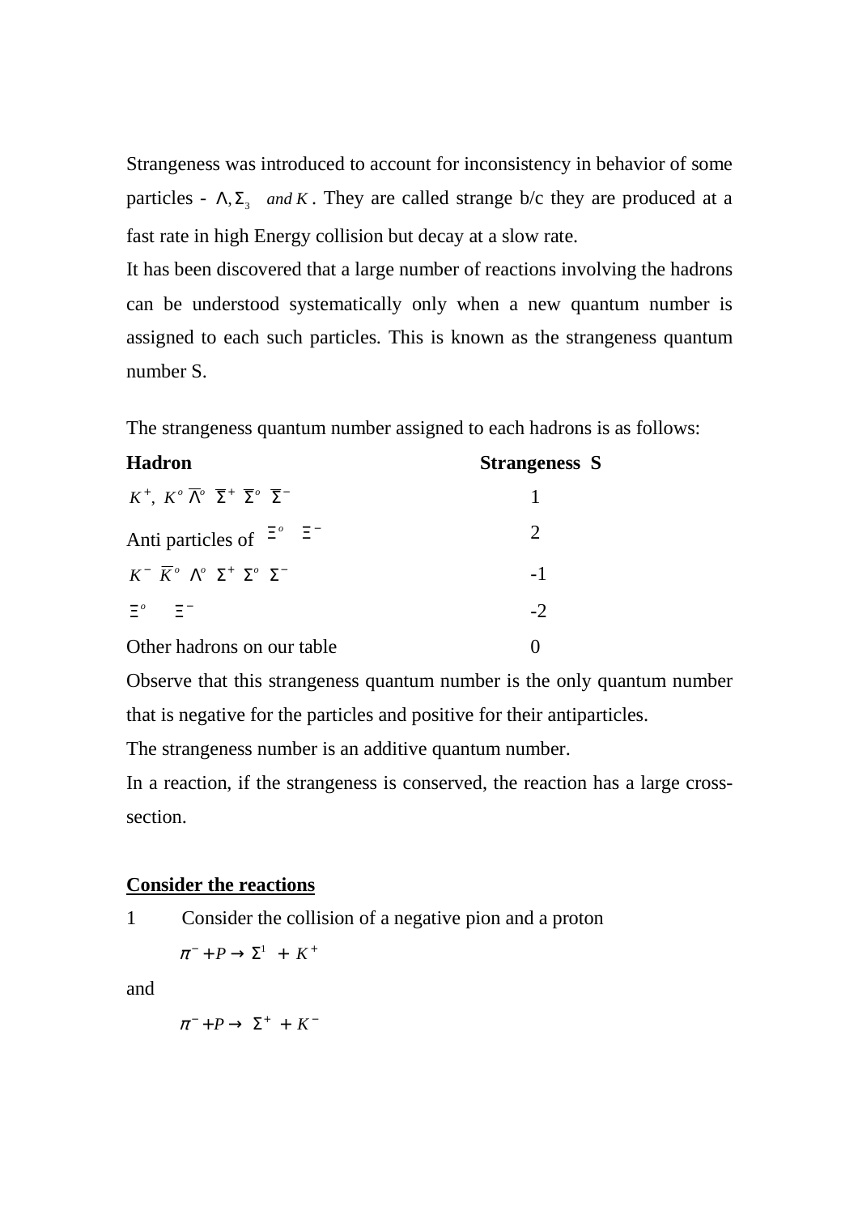Strangeness was introduced to account for inconsistency in behavior of some particles - $\Lambda, \Sigma_3$ *and* $K$. They are called strange b/c they are produced at a fast rate in high Energy collision but decay at a slow rate.

It has been discovered that a large number of reactions involving the hadrons can be understood systematically only when a new quantum number is assigned to each such particles. This is known as the strangeness quantum number S.

The strangeness quantum number assigned to each hadrons is as follows:

| **Hadron** | **Strangeness S** |
|---|---|
| $K^+$, $K^o$ $\overline{\Lambda}^o$ $\overline{\Sigma}^+$ $\overline{\Sigma}^o$ $\overline{\Sigma}^-$ | 1 |
| Anti particles of $\Xi^o$ $\Xi^-$ | 2 |
| $K^-$ $\overline{K}^o$ $\Lambda^o$ $\Sigma^+$ $\Sigma^o$ $\Sigma^-$ | -1 |
| $\Xi^o$ $\Xi^-$ | -2 |
| Other hadrons on our table | 0 |

Observe that this strangeness quantum number is the only quantum number that is negative for the particles and positive for their antiparticles.

The strangeness number is an additive quantum number.

In a reaction, if the strangeness is conserved, the reaction has a large cross-section.

**Consider the reactions**

1 Consider the collision of a negative pion and a proton

$$\pi^- + P \rightarrow \Sigma^1 + K^+$$

and

$$\pi^- + P \rightarrow \Sigma^+ + K^-$$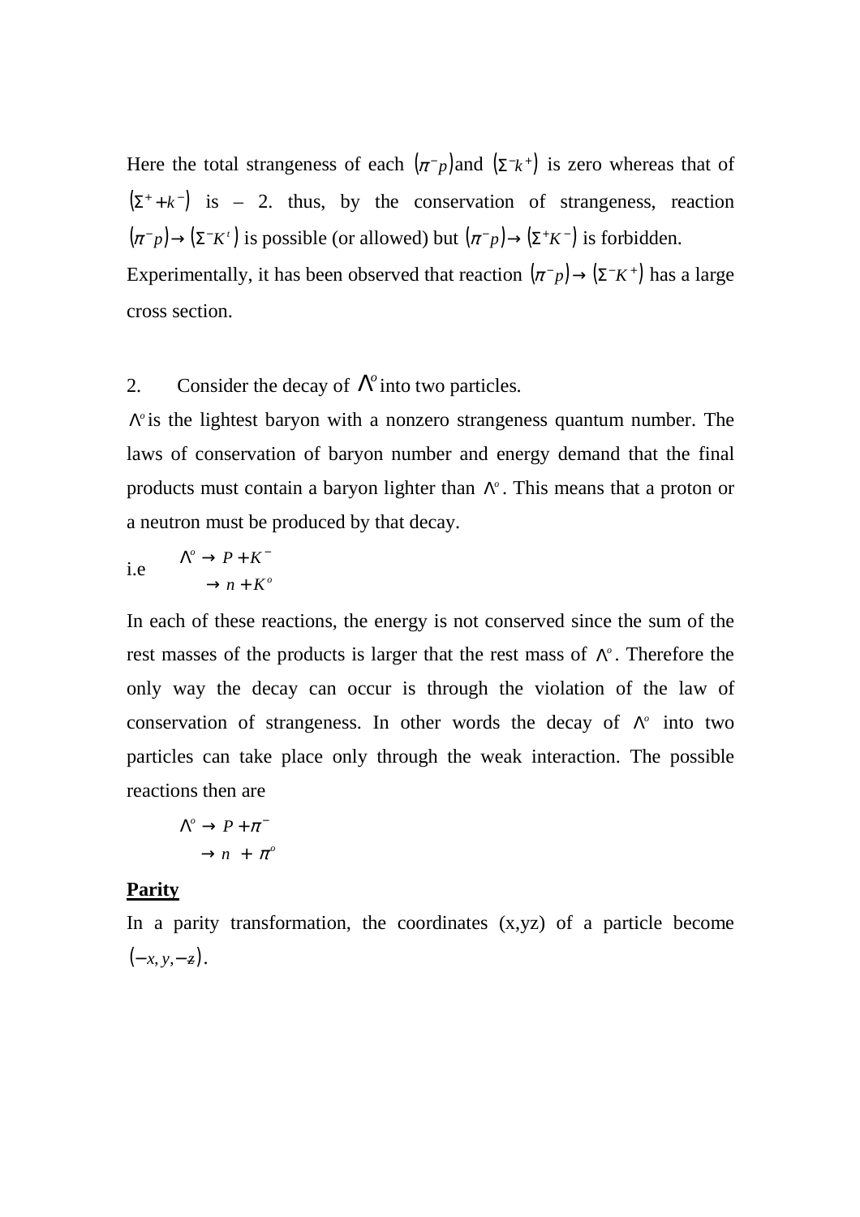Here the total strangeness of each $(\pi^- p)$and $(\Sigma^- k^+)$ is zero whereas that of $(\Sigma^+ + k^-)$ is – 2. thus, by the conservation of strangeness, reaction $(\pi^- p) \rightarrow (\Sigma^- K^t)$ is possible (or allowed) but $(\pi^- p) \rightarrow (\Sigma^+ K^-)$ is forbidden.
Experimentally, it has been observed that reaction $(\pi^- p) \rightarrow (\Sigma^- K^+)$ has a large cross section.

2. Consider the decay of $\Lambda^o$ into two particles.

$\Lambda^o$ is the lightest baryon with a nonzero strangeness quantum number. The laws of conservation of baryon number and energy demand that the final products must contain a baryon lighter than $\Lambda^o$. This means that a proton or a neutron must be produced by that decay.

i.e
$$\Lambda^o \rightarrow P + K^-$$
$$\rightarrow n + K^o$$

In each of these reactions, the energy is not conserved since the sum of the rest masses of the products is larger that the rest mass of $\Lambda^o$. Therefore the only way the decay can occur is through the violation of the law of conservation of strangeness. In other words the decay of $\Lambda^o$ into two particles can take place only through the weak interaction. The possible reactions then are

$$\Lambda^o \rightarrow P + \pi^-$$
$$\rightarrow n + \pi^o$$

**Parity**

In a parity transformation, the coordinates (x,yz) of a particle become $(-x, y, -z)$.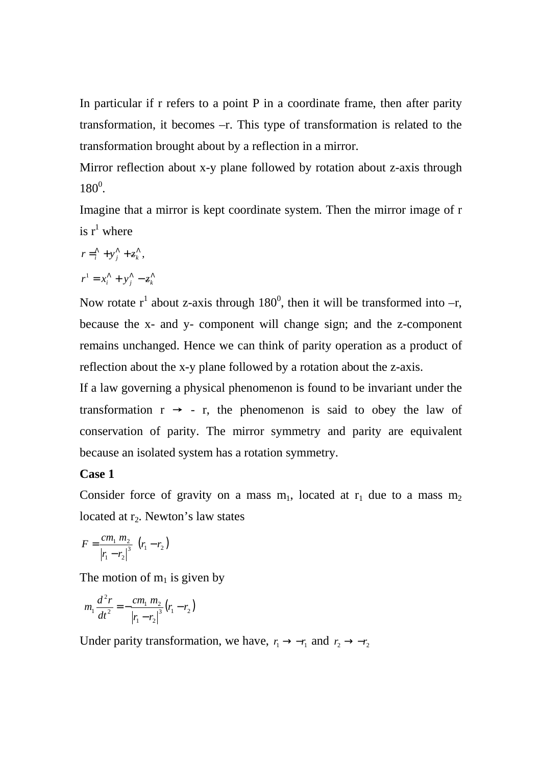In particular if r refers to a point P in a coordinate frame, then after parity transformation, it becomes –r. This type of transformation is related to the transformation brought about by a reflection in a mirror.

Mirror reflection about x-y plane followed by rotation about z-axis through $180^0$.

Imagine that a mirror is kept coordinate system. Then the mirror image of r is $r^1$ where

$$r = \hat{i} + y\hat{j} + z\hat{k},$$

$$r^1 = x\hat{i} + y\hat{j} - z\hat{k}$$

Now rotate $r^1$ about z-axis through $180^0$, then it will be transformed into –r, because the x- and y- component will change sign; and the z-component remains unchanged. Hence we can think of parity operation as a product of reflection about the x-y plane followed by a rotation about the z-axis.

If a law governing a physical phenomenon is found to be invariant under the transformation r → - r, the phenomenon is said to obey the law of conservation of parity. The mirror symmetry and parity are equivalent because an isolated system has a rotation symmetry.

**Case 1**

Consider force of gravity on a mass $m_1$, located at $r_1$ due to a mass $m_2$ located at $r_2$. Newton's law states

$$F = \frac{cm_1 m_2}{|r_1 - r_2|^3} (r_1 - r_2)$$

The motion of $m_1$ is given by

$$m_1 \frac{d^2 r}{dt^2} = -\frac{cm_1 m_2}{|r_1 - r_2|^3} (r_1 - r_2)$$

Under parity transformation, we have, $r_1 \rightarrow -r_1$ and $r_2 \rightarrow -r_2$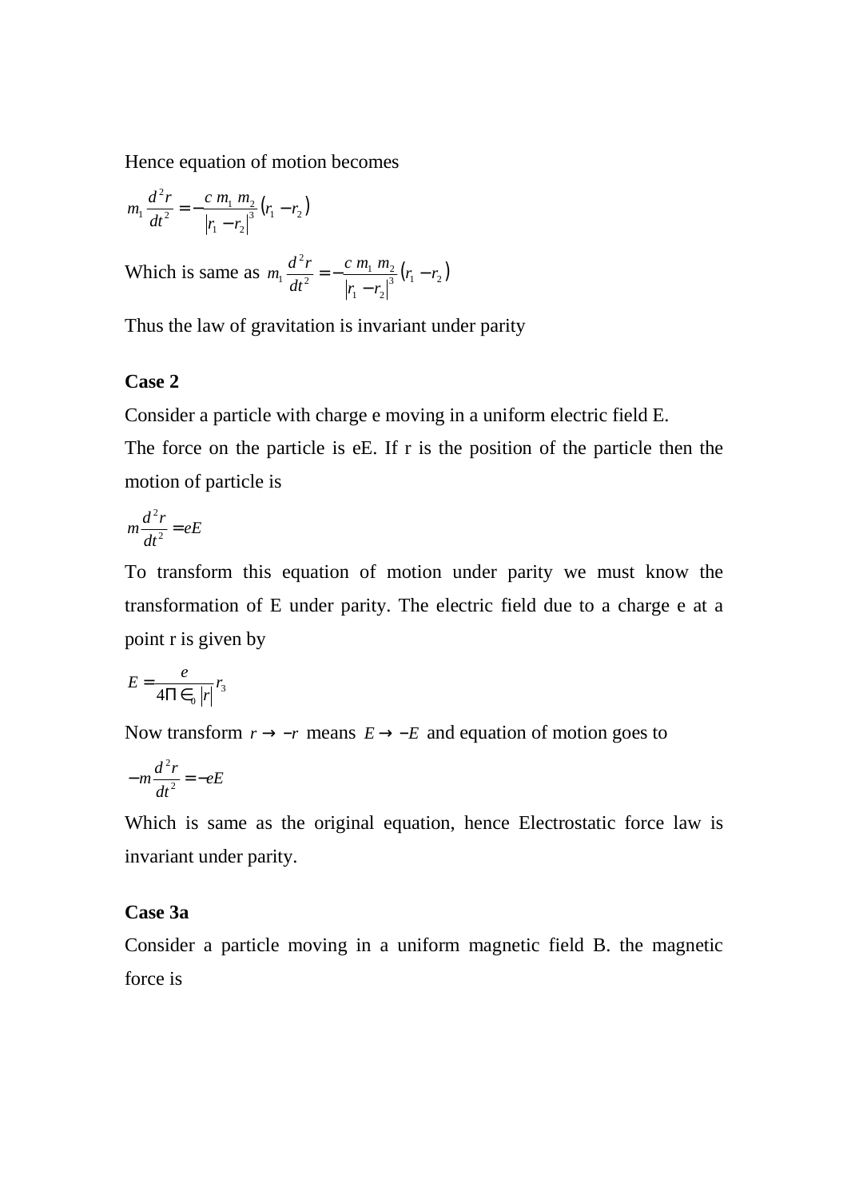Hence equation of motion becomes

$$m_1 \frac{d^2 r}{dt^2} = -\frac{c\ m_1\ m_2}{\left|r_1 - r_2\right|^3}\left(r_1 - r_2\right)$$

Which is same as $m_1 \frac{d^2 r}{dt^2} = -\frac{c\ m_1\ m_2}{\left|r_1 - r_2\right|^3}\left(r_1 - r_2\right)$

Thus the law of gravitation is invariant under parity

**Case 2**

Consider a particle with charge e moving in a uniform electric field E.

The force on the particle is eE. If r is the position of the particle then the motion of particle is

$$m\frac{d^2 r}{dt^2} = eE$$

To transform this equation of motion under parity we must know the transformation of E under parity. The electric field due to a charge e at a point r is given by

$$E = \frac{e}{4\Pi \in_0 \left|r\right|} r_3$$

Now transform $r \to -r$ means $E \to -E$ and equation of motion goes to

$$-m\frac{d^2 r}{dt^2} = -eE$$

Which is same as the original equation, hence Electrostatic force law is invariant under parity.

**Case 3a**

Consider a particle moving in a uniform magnetic field B. the magnetic force is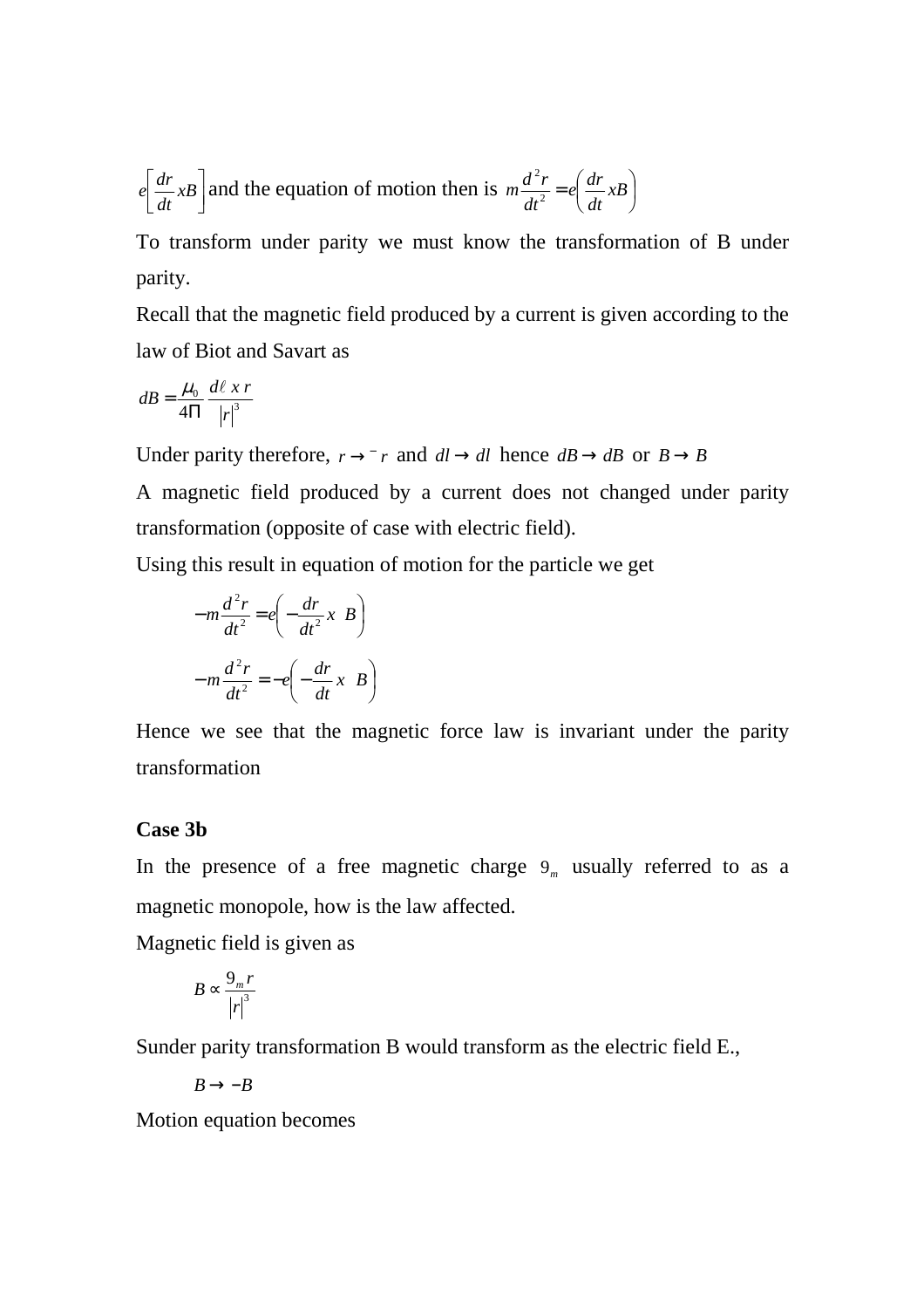$e\left[\frac{dr}{dt} x B\right]$ and the equation of motion then is $m\frac{d^2r}{dt^2} = e\left(\frac{dr}{dt} x B\right)$

To transform under parity we must know the transformation of B under parity.

Recall that the magnetic field produced by a current is given according to the law of Biot and Savart as

$$dB = \frac{\mu_0}{4\Pi}\frac{d\ell \; x \; r}{|r|^3}$$

Under parity therefore, $r \rightarrow {}^{-}r$ and $dl \rightarrow dl$ hence $dB \rightarrow dB$ or $B \rightarrow B$

A magnetic field produced by a current does not changed under parity transformation (opposite of case with electric field).

Using this result in equation of motion for the particle we get

$$-m\frac{d^2r}{dt^2} = e\left(-\frac{dr}{dt^2} x \;\; B\right)$$

$$-m\frac{d^2r}{dt^2} = -e\left(-\frac{dr}{dt} x \;\; B\right)$$

Hence we see that the magnetic force law is invariant under the parity transformation

**Case 3b**

In the presence of a free magnetic charge $9_m$ usually referred to as a magnetic monopole, how is the law affected.

Magnetic field is given as

$$B \propto \frac{9_m r}{|r|^3}$$

Sunder parity transformation B would transform as the electric field E.,

$$B \rightarrow -B$$

Motion equation becomes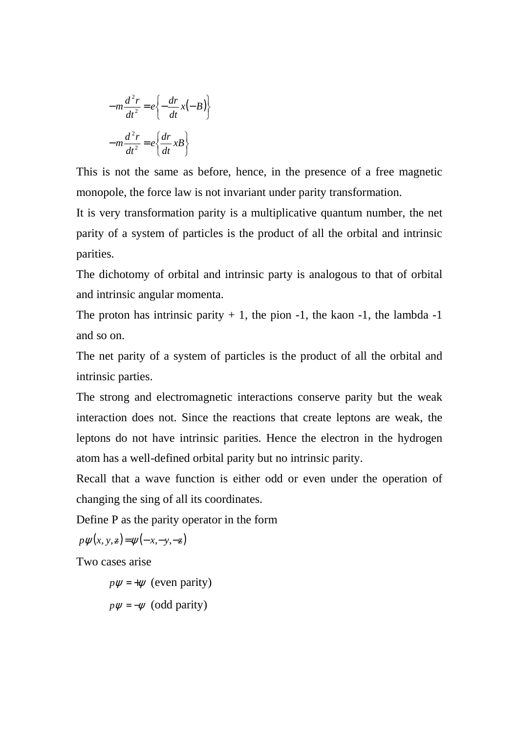$$-m\frac{d^2r}{dt^2} = e\left\{-\frac{dr}{dt}x(-B)\right\}$$

$$-m\frac{d^2r}{dt^2} = e\left\{\frac{dr}{dt}xB\right\}$$

This is not the same as before, hence, in the presence of a free magnetic monopole, the force law is not invariant under parity transformation.

It is very transformation parity is a multiplicative quantum number, the net parity of a system of particles is the product of all the orbital and intrinsic parities.

The dichotomy of orbital and intrinsic party is analogous to that of orbital and intrinsic angular momenta.

The proton has intrinsic parity + 1, the pion -1, the kaon -1, the lambda -1 and so on.

The net parity of a system of particles is the product of all the orbital and intrinsic parties.

The strong and electromagnetic interactions conserve parity but the weak interaction does not. Since the reactions that create leptons are weak, the leptons do not have intrinsic parities. Hence the electron in the hydrogen atom has a well-defined orbital parity but no intrinsic parity.

Recall that a wave function is either odd or even under the operation of changing the sing of all its coordinates.

Define P as the parity operator in the form

$$p\psi(x, y, z) = \psi(-x, -y, -z)$$

Two cases arise

$p\psi = +\psi$ (even parity)

$p\psi = -\psi$ (odd parity)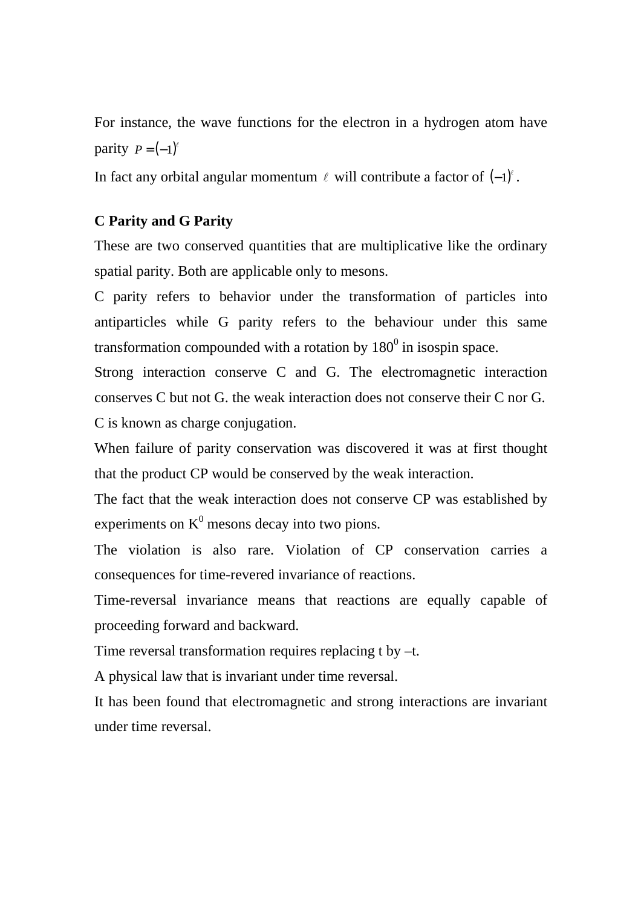For instance, the wave functions for the electron in a hydrogen atom have parity $P = (-1)^{\ell}$

In fact any orbital angular momentum $\ell$ will contribute a factor of $(-1)^{\ell}$.

**C Parity and G Parity**

These are two conserved quantities that are multiplicative like the ordinary spatial parity. Both are applicable only to mesons.

C parity refers to behavior under the transformation of particles into antiparticles while G parity refers to the behaviour under this same transformation compounded with a rotation by $180^0$ in isospin space.

Strong interaction conserve C and G. The electromagnetic interaction conserves C but not G. the weak interaction does not conserve their C nor G.

C is known as charge conjugation.

When failure of parity conservation was discovered it was at first thought that the product CP would be conserved by the weak interaction.

The fact that the weak interaction does not conserve CP was established by experiments on $K^0$ mesons decay into two pions.

The violation is also rare. Violation of CP conservation carries a consequences for time-revered invariance of reactions.

Time-reversal invariance means that reactions are equally capable of proceeding forward and backward.

Time reversal transformation requires replacing t by –t.

A physical law that is invariant under time reversal.

It has been found that electromagnetic and strong interactions are invariant under time reversal.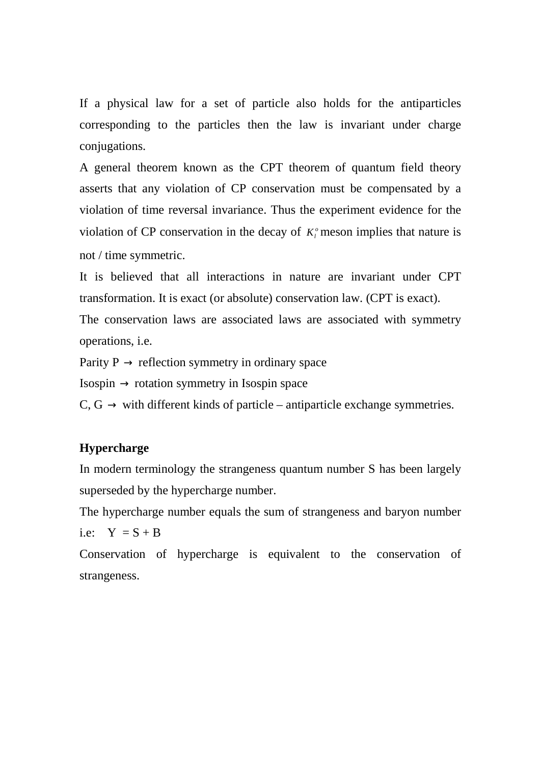If a physical law for a set of particle also holds for the antiparticles corresponding to the particles then the law is invariant under charge conjugations.

A general theorem known as the CPT theorem of quantum field theory asserts that any violation of CP conservation must be compensated by a violation of time reversal invariance. Thus the experiment evidence for the violation of CP conservation in the decay of $K_l^o$ meson implies that nature is not / time symmetric.

It is believed that all interactions in nature are invariant under CPT transformation. It is exact (or absolute) conservation law. (CPT is exact).

The conservation laws are associated laws are associated with symmetry operations, i.e.

Parity P $\rightarrow$ reflection symmetry in ordinary space

Isospin $\rightarrow$ rotation symmetry in Isospin space

C, G $\rightarrow$ with different kinds of particle – antiparticle exchange symmetries.

**Hypercharge**

In modern terminology the strangeness quantum number S has been largely superseded by the hypercharge number.

The hypercharge number equals the sum of strangeness and baryon number i.e: $Y = S + B$

Conservation of hypercharge is equivalent to the conservation of strangeness.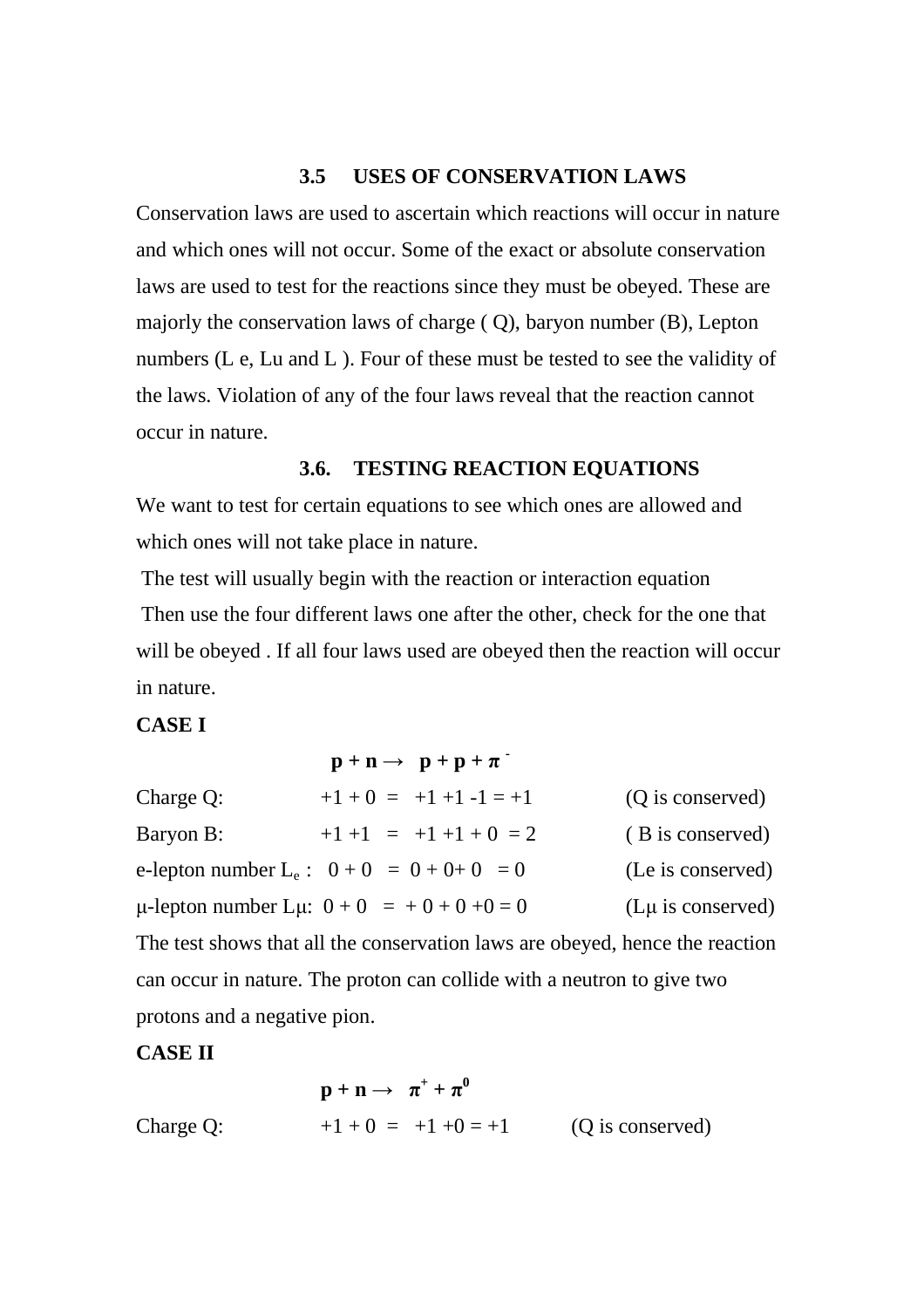### 3.5 USES OF CONSERVATION LAWS

Conservation laws are used to ascertain which reactions will occur in nature and which ones will not occur. Some of the exact or absolute conservation laws are used to test for the reactions since they must be obeyed. These are majorly the conservation laws of charge ( Q), baryon number (B), Lepton numbers (L e, Lu and L ). Four of these must be tested to see the validity of the laws. Violation of any of the four laws reveal that the reaction cannot occur in nature.

### 3.6. TESTING REACTION EQUATIONS

We want to test for certain equations to see which ones are allowed and which ones will not take place in nature.

The test will usually begin with the reaction or interaction equation

Then use the four different laws one after the other, check for the one that will be obeyed . If all four laws used are obeyed then the reaction will occur in nature.

**CASE I**

$$\mathbf{p + n \rightarrow p + p + \pi^-}$$

| | | |
|---|---|---|
| Charge Q: | $+1 + 0 = +1 +1 -1 = +1$ | (Q is conserved) |
| Baryon B: | $+1 +1 = +1 +1 + 0 = 2$ | ( B is conserved) |
| e-lepton number $L_e$ : | $0 + 0 = 0 + 0+ 0 = 0$ | (Le is conserved) |
| μ-lepton number Lμ: | $0 + 0 = + 0 + 0 +0 = 0$ | (Lμ is conserved) |

The test shows that all the conservation laws are obeyed, hence the reaction can occur in nature. The proton can collide with a neutron to give two protons and a negative pion.

**CASE II**

$$\mathbf{p + n \rightarrow \pi^+ + \pi^0}$$

| | | |
|---|---|---|
| Charge Q: | $+1 + 0 = +1 +0 = +1$ | (Q is conserved) |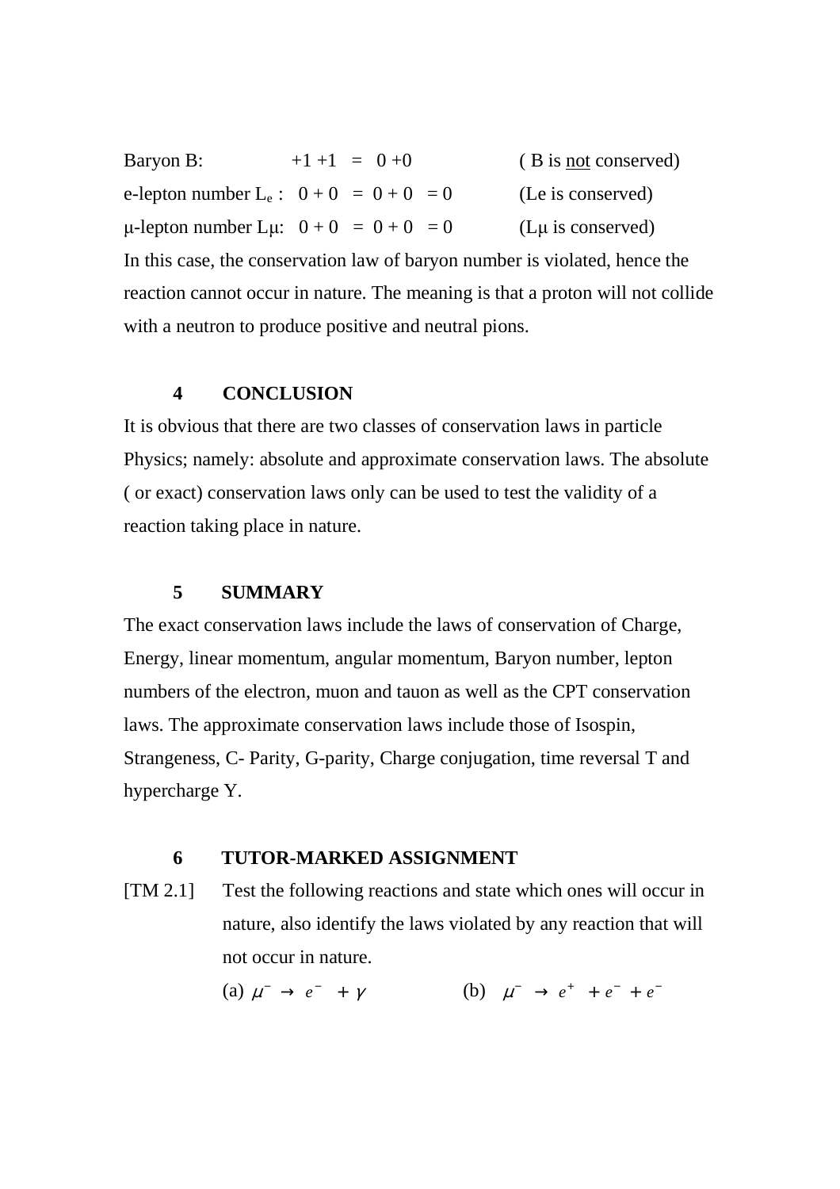Baryon B: $\quad +1 +1 \;=\; 0 +0$ $\quad$ ( B is <u>not</u> conserved)

e-lepton number $L_e$ : $\; 0 + 0 \;=\; 0 + 0 \;= 0$ $\quad$ (Le is conserved)

μ-lepton number Lμ: $\; 0 + 0 \;=\; 0 + 0 \;= 0$ $\quad$ (Lμ is conserved)

In this case, the conservation law of baryon number is violated, hence the reaction cannot occur in nature. The meaning is that a proton will not collide with a neutron to produce positive and neutral pions.

## 4 CONCLUSION

It is obvious that there are two classes of conservation laws in particle Physics; namely: absolute and approximate conservation laws. The absolute ( or exact) conservation laws only can be used to test the validity of a reaction taking place in nature.

## 5 SUMMARY

The exact conservation laws include the laws of conservation of Charge, Energy, linear momentum, angular momentum, Baryon number, lepton numbers of the electron, muon and tauon as well as the CPT conservation laws. The approximate conservation laws include those of Isospin, Strangeness, C- Parity, G-parity, Charge conjugation, time reversal T and hypercharge Y.

## 6 TUTOR-MARKED ASSIGNMENT

[TM 2.1] Test the following reactions and state which ones will occur in nature, also identify the laws violated by any reaction that will not occur in nature.

(a) $\mu^- \rightarrow e^- + \gamma$ $\qquad$ (b) $\mu^- \rightarrow e^+ + e^- + e^-$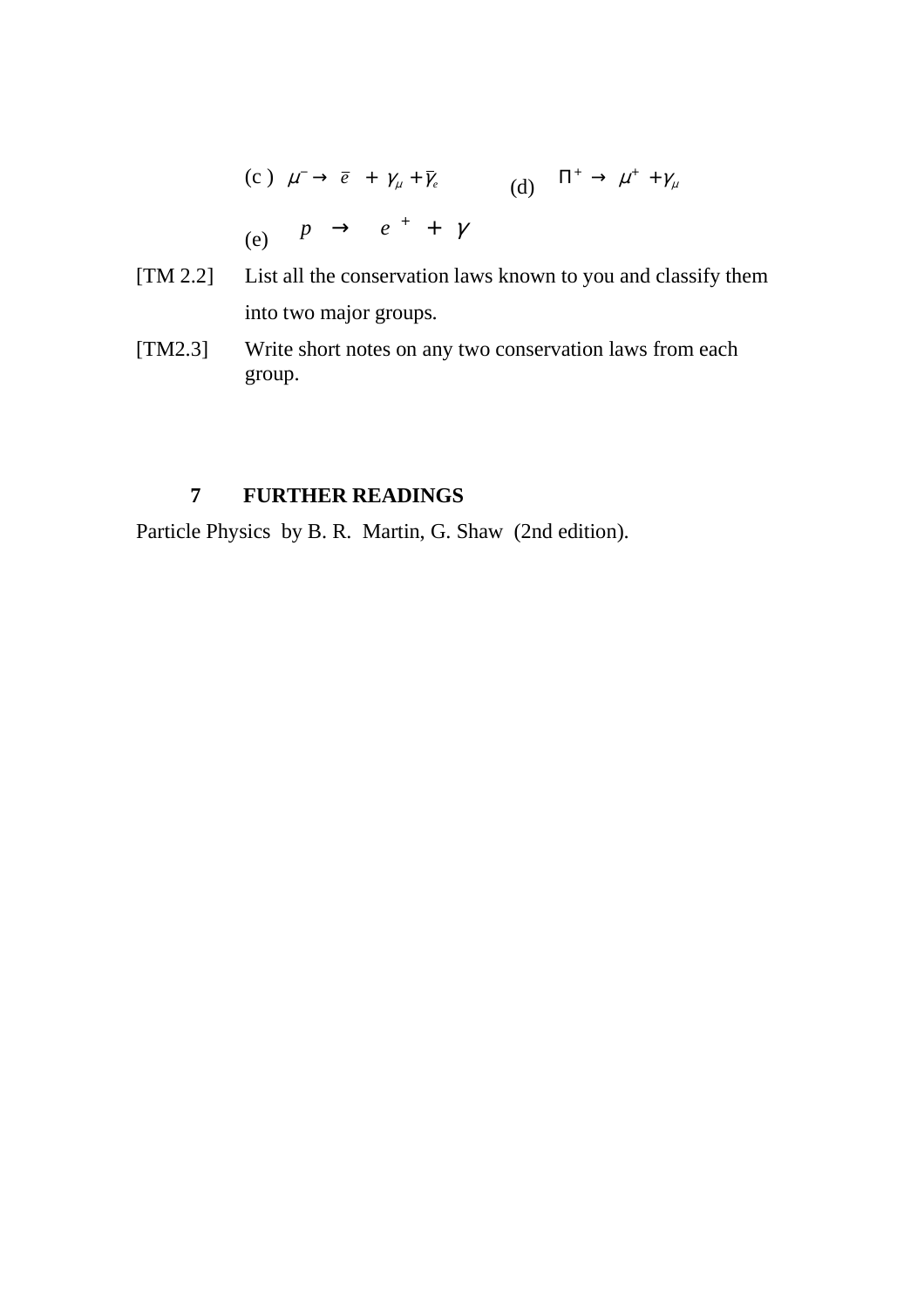(c ) $\mu^{-} \rightarrow \bar{e} + \gamma_{\mu} + \bar{\gamma}_{e}$ (d) $\Pi^{+} \rightarrow \mu^{+} + \gamma_{\mu}$

(e) $p \rightarrow e^{+} + \gamma$

[TM 2.2] List all the conservation laws known to you and classify them into two major groups.

[TM2.3] Write short notes on any two conservation laws from each group.

## 7 FURTHER READINGS

Particle Physics by B. R. Martin, G. Shaw (2nd edition).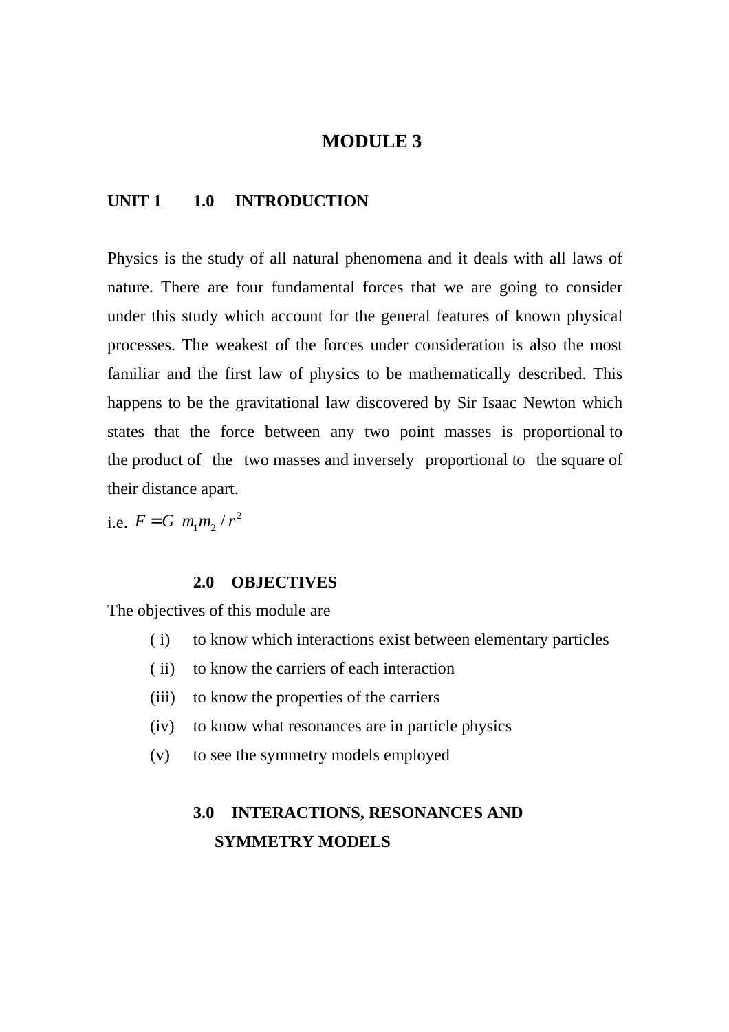# MODULE 3

## UNIT 1 1.0 INTRODUCTION

Physics is the study of all natural phenomena and it deals with all laws of nature. There are four fundamental forces that we are going to consider under this study which account for the general features of known physical processes. The weakest of the forces under consideration is also the most familiar and the first law of physics to be mathematically described. This happens to be the gravitational law discovered by Sir Isaac Newton which states that the force between any two point masses is proportional to the product of the two masses and inversely proportional to the square of their distance apart.

i.e. $F = G\ m_1 m_2 / r^2$

### 2.0 OBJECTIVES

The objectives of this module are

( i) to know which interactions exist between elementary particles

( ii) to know the carriers of each interaction

(iii) to know the properties of the carriers

(iv) to know what resonances are in particle physics

(v) to see the symmetry models employed

### 3.0 INTERACTIONS, RESONANCES AND SYMMETRY MODELS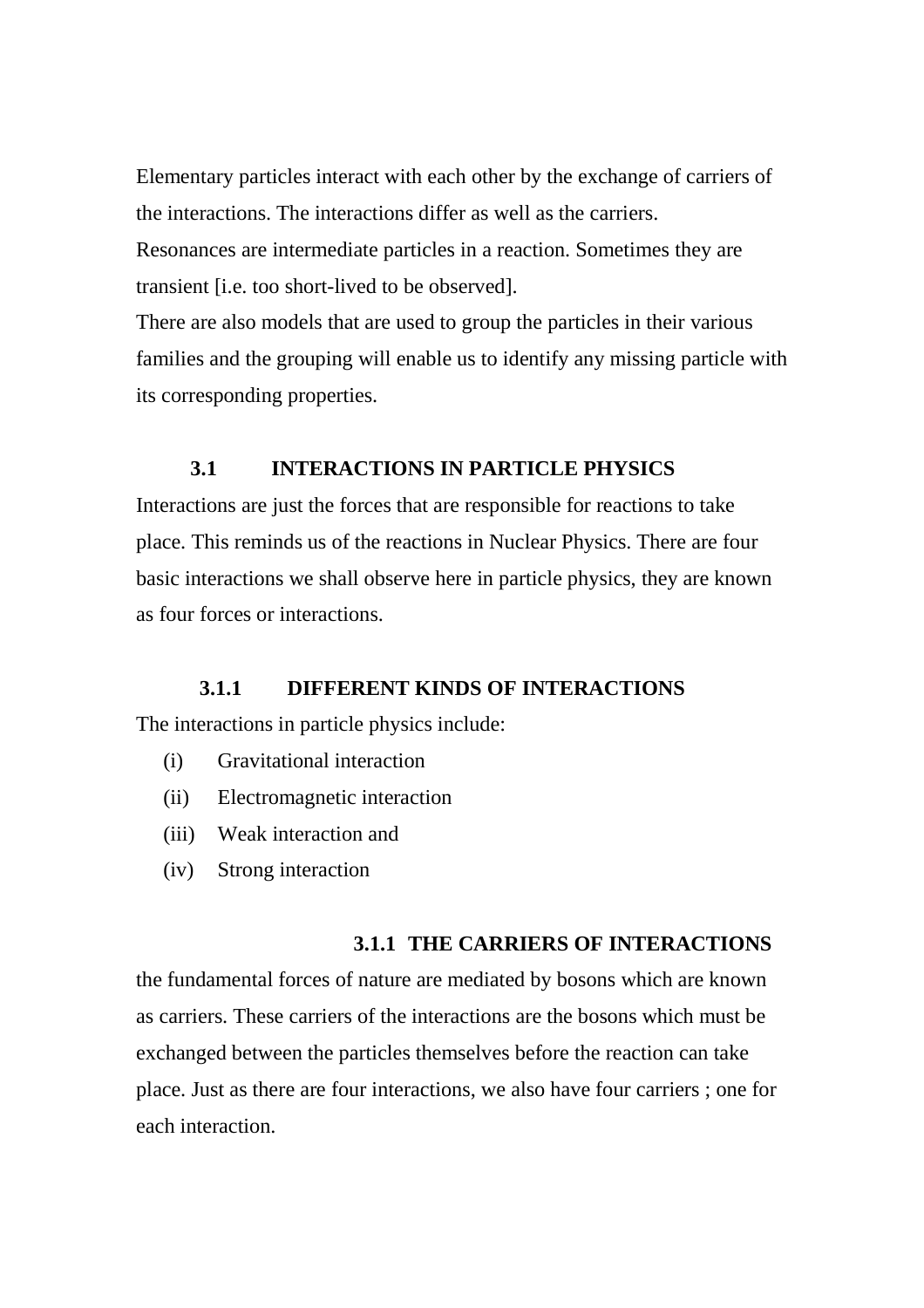Elementary particles interact with each other by the exchange of carriers of the interactions. The interactions differ as well as the carriers.
Resonances are intermediate particles in a reaction. Sometimes they are transient [i.e. too short-lived to be observed].
There are also models that are used to group the particles in their various families and the grouping will enable us to identify any missing particle with its corresponding properties.

## 3.1 INTERACTIONS IN PARTICLE PHYSICS

Interactions are just the forces that are responsible for reactions to take place. This reminds us of the reactions in Nuclear Physics. There are four basic interactions we shall observe here in particle physics, they are known as four forces or interactions.

### 3.1.1 DIFFERENT KINDS OF INTERACTIONS

The interactions in particle physics include:

(i) Gravitational interaction
(ii) Electromagnetic interaction
(iii) Weak interaction and
(iv) Strong interaction

### 3.1.1 THE CARRIERS OF INTERACTIONS

the fundamental forces of nature are mediated by bosons which are known as carriers. These carriers of the interactions are the bosons which must be exchanged between the particles themselves before the reaction can take place. Just as there are four interactions, we also have four carriers ; one for each interaction.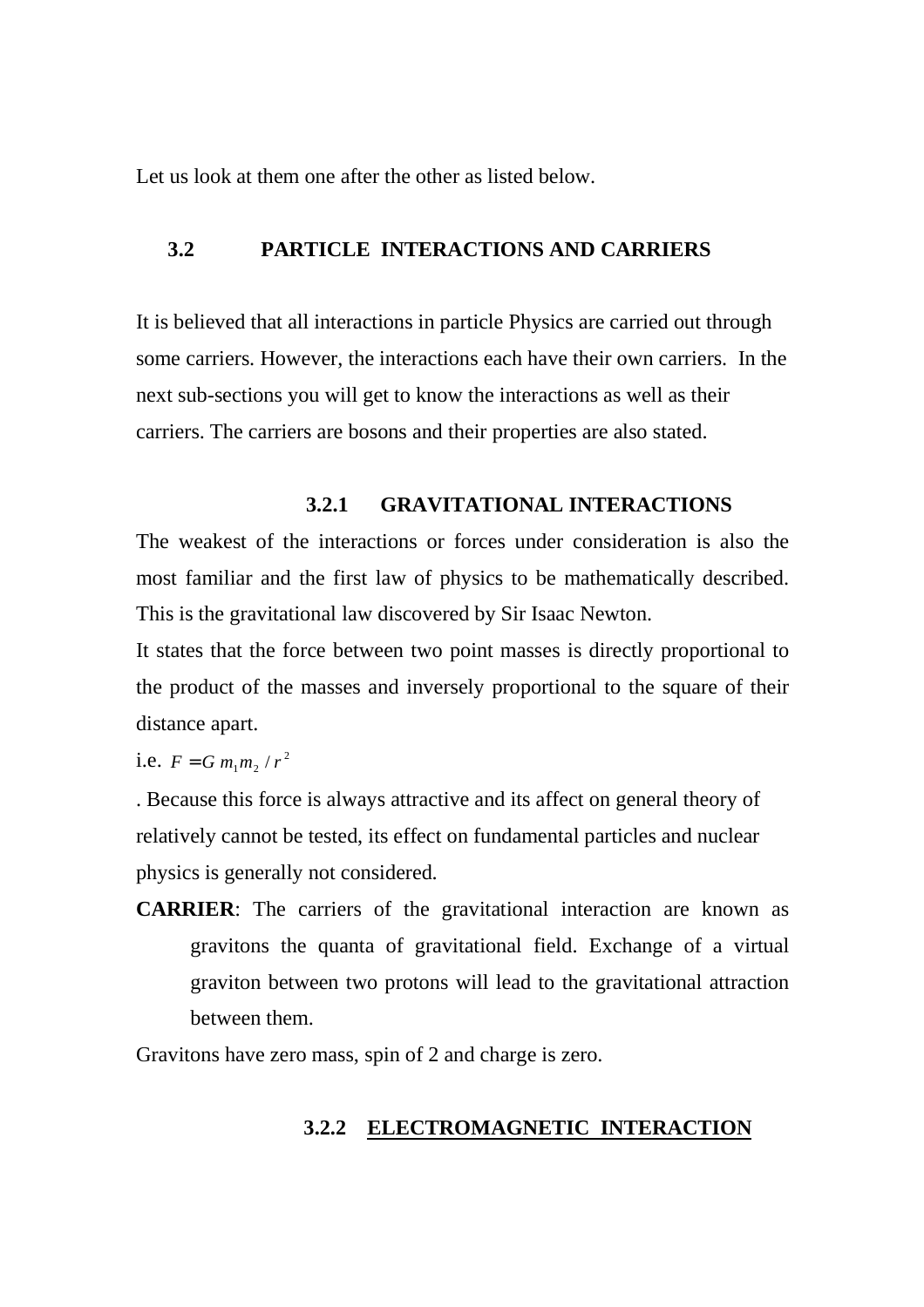Let us look at them one after the other as listed below.

## 3.2 PARTICLE INTERACTIONS AND CARRIERS

It is believed that all interactions in particle Physics are carried out through some carriers. However, the interactions each have their own carriers. In the next sub-sections you will get to know the interactions as well as their carriers. The carriers are bosons and their properties are also stated.

### 3.2.1 GRAVITATIONAL INTERACTIONS

The weakest of the interactions or forces under consideration is also the most familiar and the first law of physics to be mathematically described. This is the gravitational law discovered by Sir Isaac Newton.

It states that the force between two point masses is directly proportional to the product of the masses and inversely proportional to the square of their distance apart.

i.e. $F = G\, m_1 m_2 / r^2$

. Because this force is always attractive and its affect on general theory of relatively cannot be tested, its effect on fundamental particles and nuclear physics is generally not considered.

**CARRIER**: The carriers of the gravitational interaction are known as gravitons the quanta of gravitational field. Exchange of a virtual graviton between two protons will lead to the gravitational attraction between them.

Gravitons have zero mass, spin of 2 and charge is zero.

### 3.2.2 ELECTROMAGNETIC INTERACTION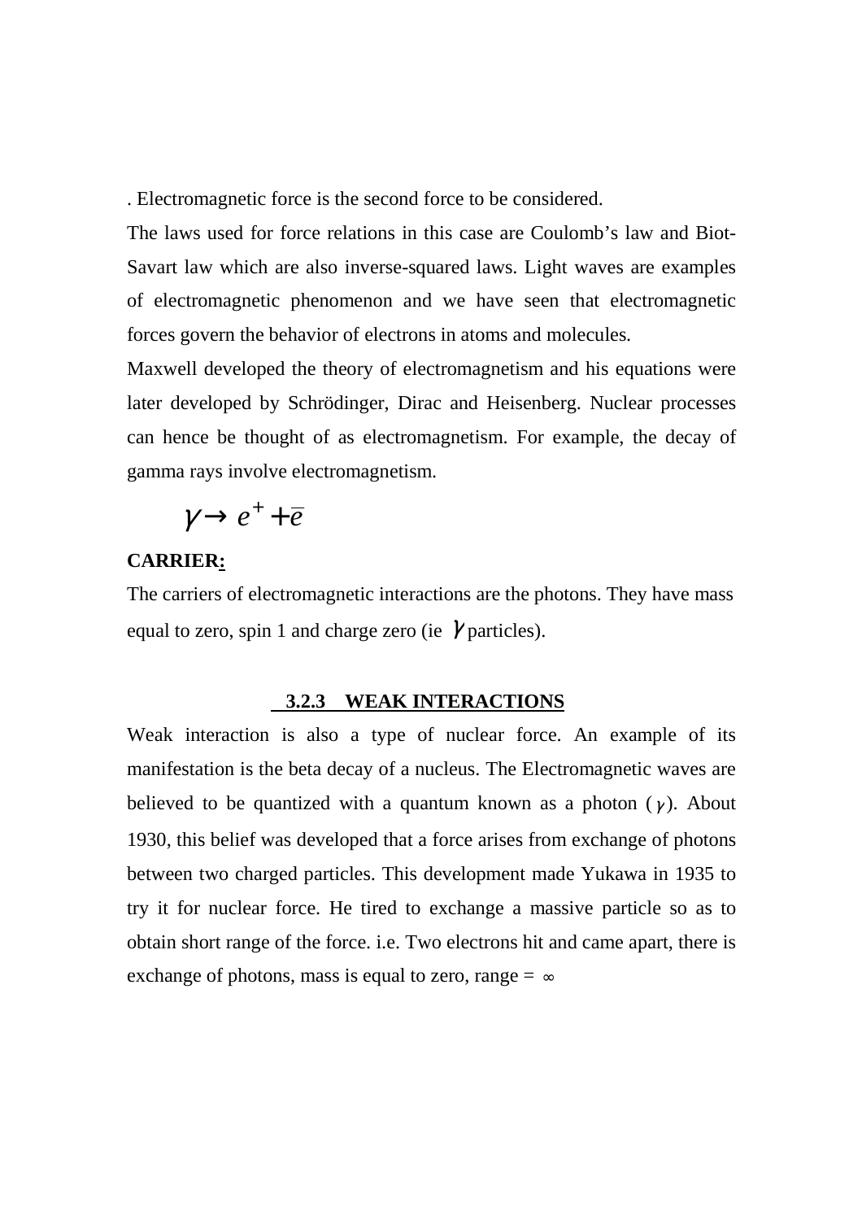. Electromagnetic force is the second force to be considered.

The laws used for force relations in this case are Coulomb's law and Biot-Savart law which are also inverse-squared laws. Light waves are examples of electromagnetic phenomenon and we have seen that electromagnetic forces govern the behavior of electrons in atoms and molecules.

Maxwell developed the theory of electromagnetism and his equations were later developed by Schrödinger, Dirac and Heisenberg. Nuclear processes can hence be thought of as electromagnetism. For example, the decay of gamma rays involve electromagnetism.

$$\gamma \rightarrow e^{+} + \bar{e}$$

**CARRIER:**

The carriers of electromagnetic interactions are the photons. They have mass equal to zero, spin 1 and charge zero (ie $\gamma$ particles).

### 3.2.3 WEAK INTERACTIONS

Weak interaction is also a type of nuclear force. An example of its manifestation is the beta decay of a nucleus. The Electromagnetic waves are believed to be quantized with a quantum known as a photon ($\gamma$). About 1930, this belief was developed that a force arises from exchange of photons between two charged particles. This development made Yukawa in 1935 to try it for nuclear force. He tired to exchange a massive particle so as to obtain short range of the force. i.e. Two electrons hit and came apart, there is exchange of photons, mass is equal to zero, range = $\infty$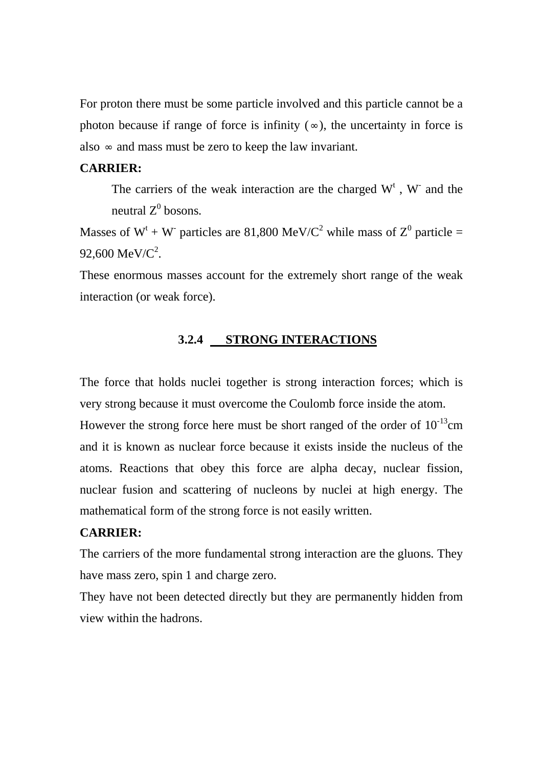For proton there must be some particle involved and this particle cannot be a photon because if range of force is infinity ($\infty$), the uncertainty in force is also $\infty$ and mass must be zero to keep the law invariant.

**CARRIER:**

The carriers of the weak interaction are the charged $W^t$ , $W^-$ and the neutral $Z^0$ bosons.

Masses of $W^t$ + $W^-$ particles are 81,800 MeV/$C^2$ while mass of $Z^0$ particle = 92,600 MeV/$C^2$.

These enormous masses account for the extremely short range of the weak interaction (or weak force).

### 3.2.4 STRONG INTERACTIONS

The force that holds nuclei together is strong interaction forces; which is very strong because it must overcome the Coulomb force inside the atom.

However the strong force here must be short ranged of the order of $10^{-13}$cm and it is known as nuclear force because it exists inside the nucleus of the atoms. Reactions that obey this force are alpha decay, nuclear fission, nuclear fusion and scattering of nucleons by nuclei at high energy. The mathematical form of the strong force is not easily written.

**CARRIER:**

The carriers of the more fundamental strong interaction are the gluons. They have mass zero, spin 1 and charge zero.

They have not been detected directly but they are permanently hidden from view within the hadrons.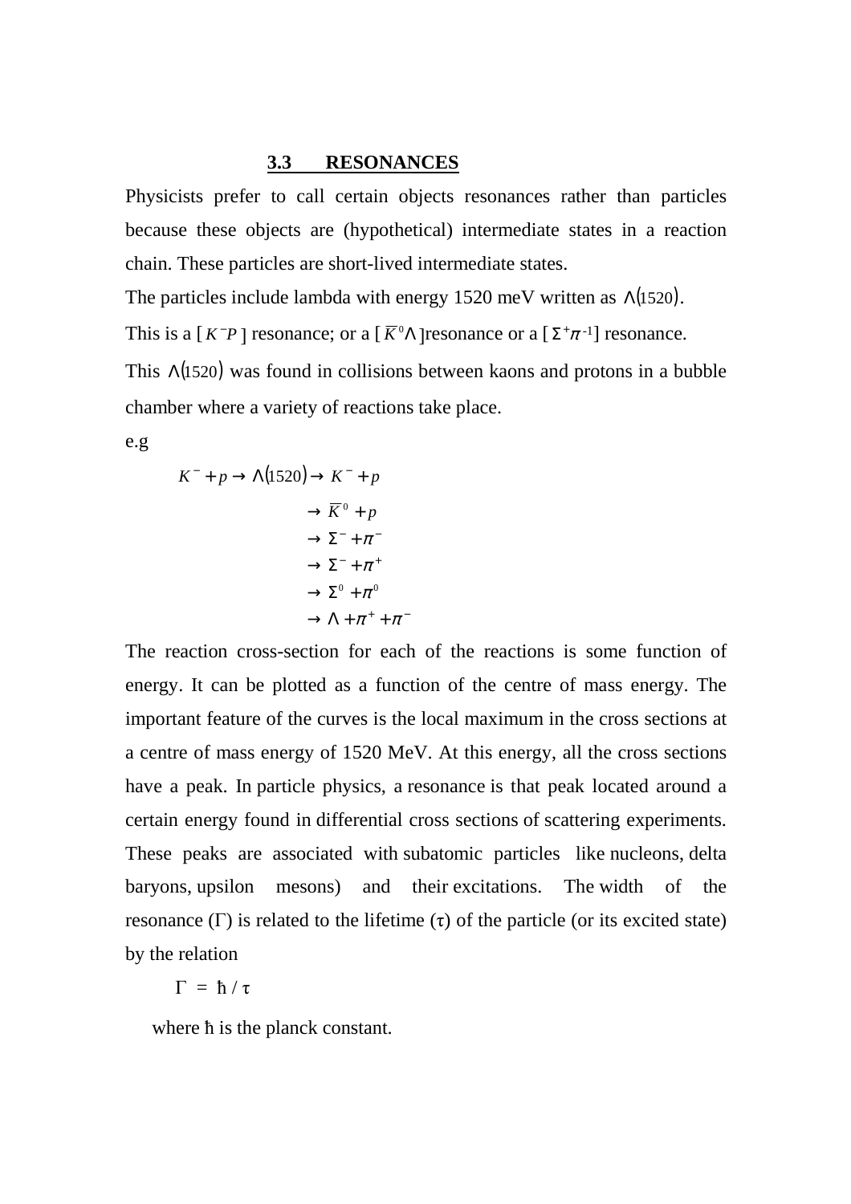### 3.3 RESONANCES

Physicists prefer to call certain objects resonances rather than particles because these objects are (hypothetical) intermediate states in a reaction chain. These particles are short-lived intermediate states.

The particles include lambda with energy 1520 meV written as $\Lambda(1520)$.

This is a $[K^-P]$ resonance; or a $[\overline{K}^0\Lambda]$resonance or a $[\Sigma^+\pi^{-1}]$ resonance.

This $\Lambda(1520)$ was found in collisions between kaons and protons in a bubble chamber where a variety of reactions take place.

e.g

$$
\begin{aligned}
K^- + p \rightarrow \Lambda(1520) &\rightarrow K^- + p \\
&\rightarrow \overline{K}^0 + p \\
&\rightarrow \Sigma^- + \pi^- \\
&\rightarrow \Sigma^- + \pi^+ \\
&\rightarrow \Sigma^0 + \pi^0 \\
&\rightarrow \Lambda + \pi^+ + \pi^-
\end{aligned}
$$

The reaction cross-section for each of the reactions is some function of energy. It can be plotted as a function of the centre of mass energy. The important feature of the curves is the local maximum in the cross sections at a centre of mass energy of 1520 MeV. At this energy, all the cross sections have a peak. In particle physics, a resonance is that peak located around a certain energy found in differential cross sections of scattering experiments. These peaks are associated with subatomic particles like nucleons, delta baryons, upsilon mesons) and their excitations. The width of the resonance ($\Gamma$) is related to the lifetime ($\tau$) of the particle (or its excited state) by the relation

$$\Gamma = \hbar / \tau$$

where ħ is the planck constant.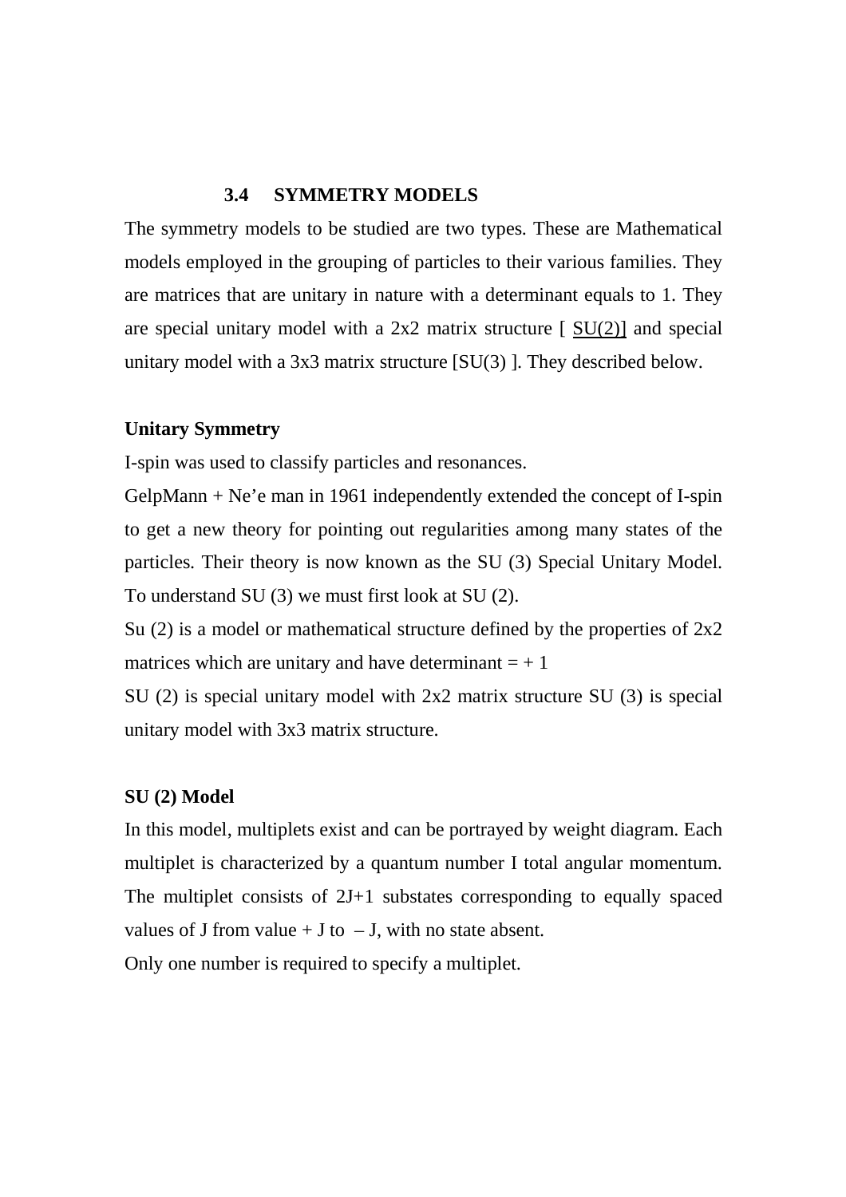### 3.4 SYMMETRY MODELS

The symmetry models to be studied are two types. These are Mathematical models employed in the grouping of particles to their various families. They are matrices that are unitary in nature with a determinant equals to 1. They are special unitary model with a 2x2 matrix structure [ SU(2)] and special unitary model with a 3x3 matrix structure [SU(3) ]. They described below.

**Unitary Symmetry**

I-spin was used to classify particles and resonances.

GelpMann + Ne'e man in 1961 independently extended the concept of I-spin to get a new theory for pointing out regularities among many states of the particles. Their theory is now known as the SU (3) Special Unitary Model. To understand SU (3) we must first look at SU (2).

Su (2) is a model or mathematical structure defined by the properties of 2x2 matrices which are unitary and have determinant = + 1

SU (2) is special unitary model with 2x2 matrix structure SU (3) is special unitary model with 3x3 matrix structure.

**SU (2) Model**

In this model, multiplets exist and can be portrayed by weight diagram. Each multiplet is characterized by a quantum number I total angular momentum. The multiplet consists of 2J+1 substates corresponding to equally spaced values of J from value + J to – J, with no state absent.

Only one number is required to specify a multiplet.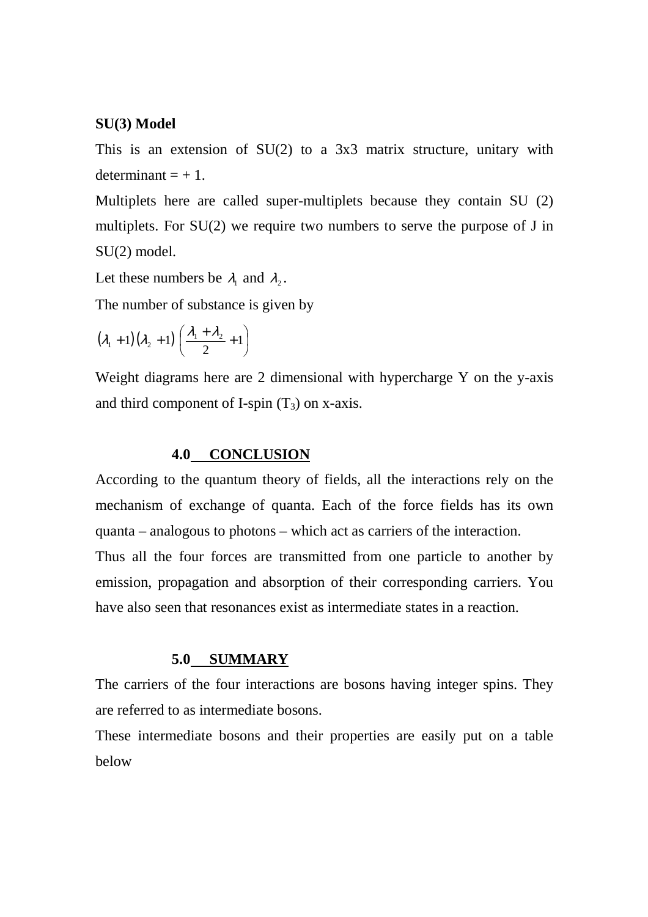**SU(3) Model**

This is an extension of SU(2) to a 3x3 matrix structure, unitary with determinant = + 1.

Multiplets here are called super-multiplets because they contain SU (2) multiplets. For SU(2) we require two numbers to serve the purpose of J in SU(2) model.

Let these numbers be $\lambda_1$ and $\lambda_2$.

The number of substance is given by

$$(\lambda_1 + 1)(\lambda_2 + 1)\left(\frac{\lambda_1 + \lambda_2}{2} + 1\right)$$

Weight diagrams here are 2 dimensional with hypercharge Y on the y-axis and third component of I-spin ($T_3$) on x-axis.

## 4.0 CONCLUSION

According to the quantum theory of fields, all the interactions rely on the mechanism of exchange of quanta. Each of the force fields has its own quanta – analogous to photons – which act as carriers of the interaction.

Thus all the four forces are transmitted from one particle to another by emission, propagation and absorption of their corresponding carriers. You have also seen that resonances exist as intermediate states in a reaction.

## 5.0 SUMMARY

The carriers of the four interactions are bosons having integer spins. They are referred to as intermediate bosons.

These intermediate bosons and their properties are easily put on a table below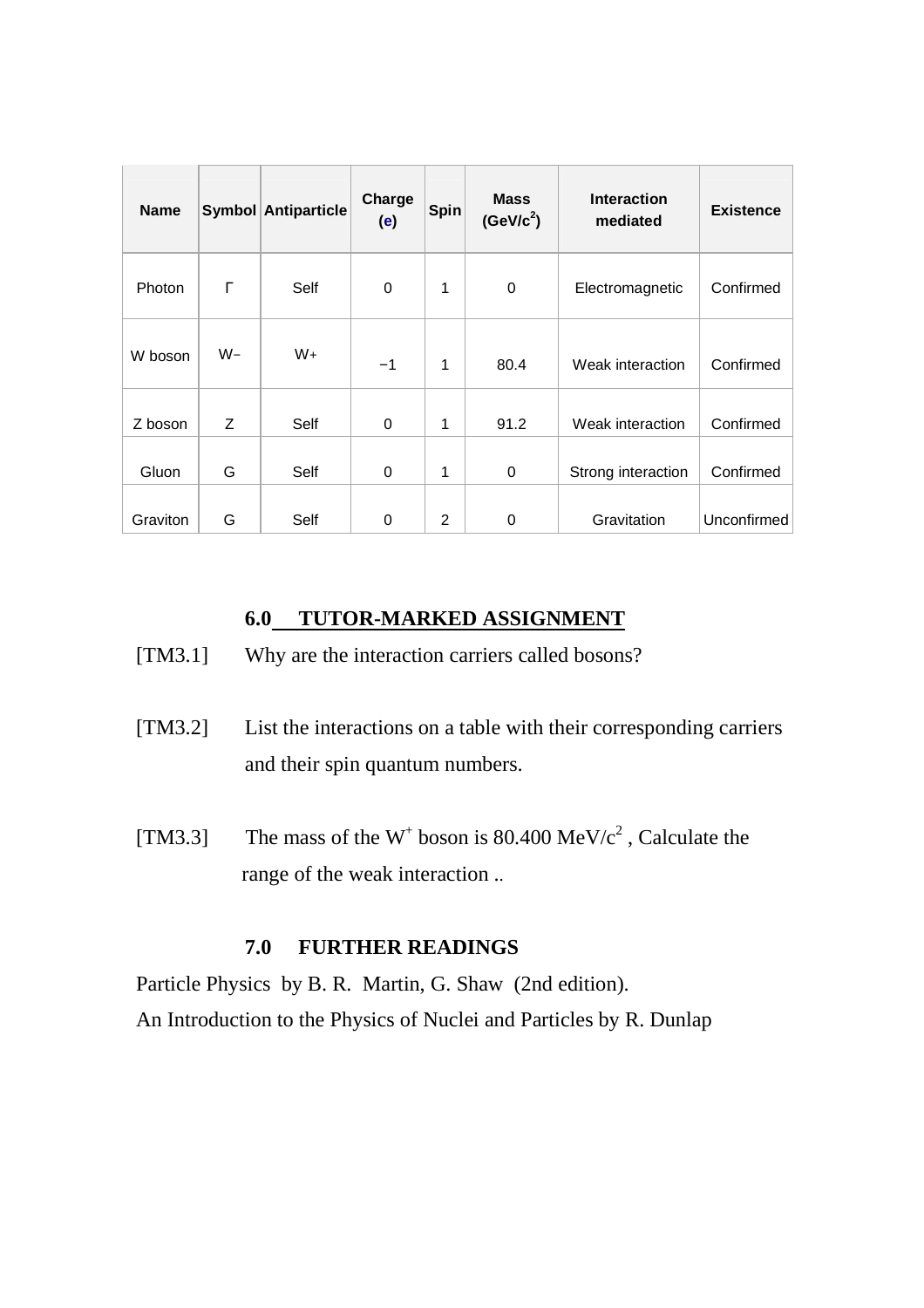| Name | Symbol | Antiparticle | Charge (e) | Spin | Mass ($GeV/c^2$) | Interaction mediated | Existence |
|---|---|---|---|---|---|---|---|
| Photon | Γ | Self | 0 | 1 | 0 | Electromagnetic | Confirmed |
| W boson | W− | W+ | −1 | 1 | 80.4 | Weak interaction | Confirmed |
| Z boson | Z | Self | 0 | 1 | 91.2 | Weak interaction | Confirmed |
| Gluon | G | Self | 0 | 1 | 0 | Strong interaction | Confirmed |
| Graviton | G | Self | 0 | 2 | 0 | Gravitation | Unconfirmed |

## 6.0 TUTOR-MARKED ASSIGNMENT

[TM3.1] Why are the interaction carriers called bosons?

[TM3.2] List the interactions on a table with their corresponding carriers and their spin quantum numbers.

[TM3.3] The mass of the $W^+$ boson is 80.400 $MeV/c^2$ , Calculate the range of the weak interaction ..

## 7.0 FURTHER READINGS

Particle Physics by B. R. Martin, G. Shaw (2nd edition).

An Introduction to the Physics of Nuclei and Particles by R. Dunlap